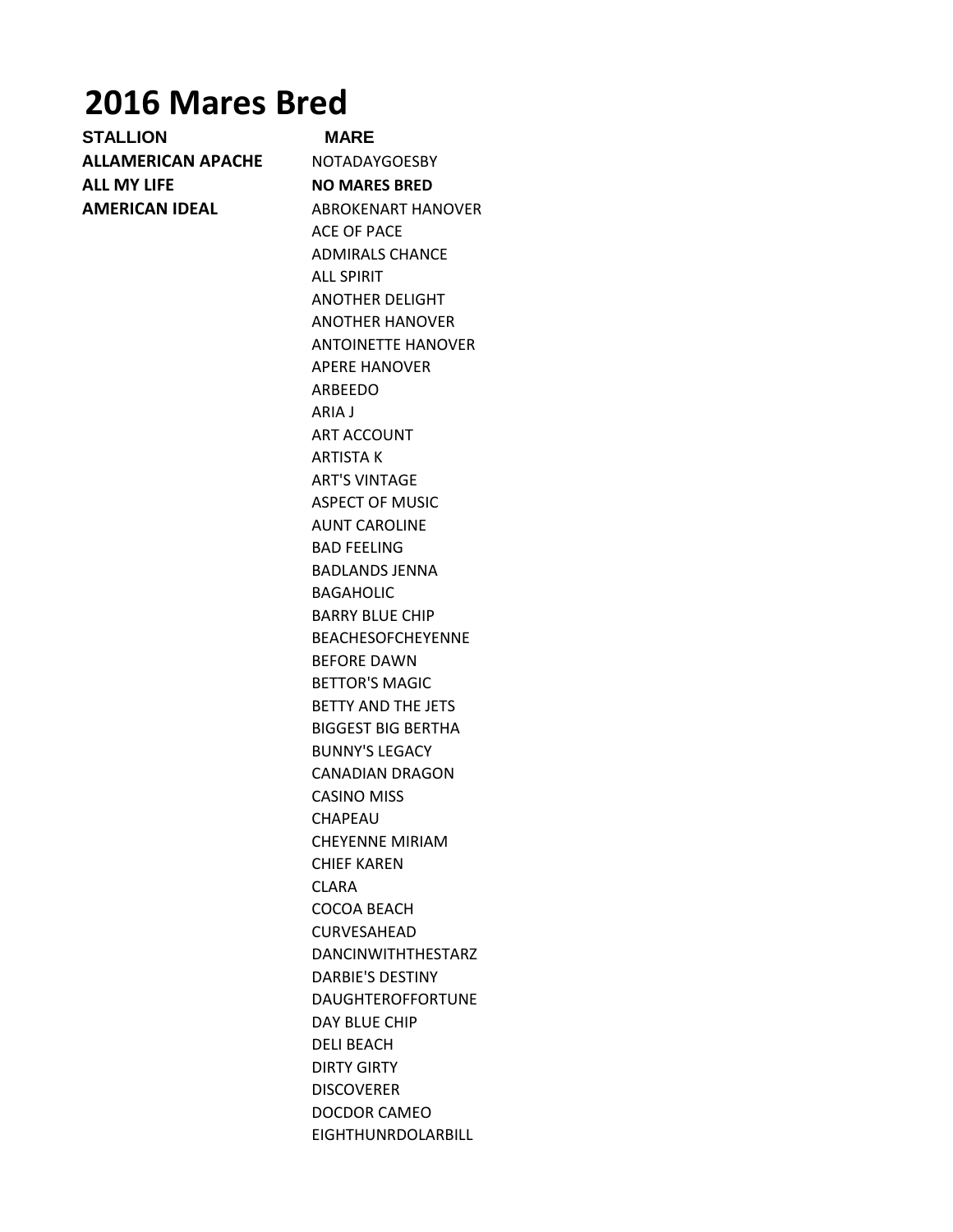# 2016 Mares Bred

| STALLION | MARE |
| --- | --- |
| **ALLAMERICAN APACHE** | NOTADAYGOESBY |
| **ALL MY LIFE** | **NO MARES BRED** |
| **AMERICAN IDEAL** | ABROKENART HANOVER |
| | ACE OF PACE |
| | ADMIRALS CHANCE |
| | ALL SPIRIT |
| | ANOTHER DELIGHT |
| | ANOTHER HANOVER |
| | ANTOINETTE HANOVER |
| | APERE HANOVER |
| | ARBEEDO |
| | ARIA J |
| | ART ACCOUNT |
| | ARTISTA K |
| | ART'S VINTAGE |
| | ASPECT OF MUSIC |
| | AUNT CAROLINE |
| | BAD FEELING |
| | BADLANDS JENNA |
| | BAGAHOLIC |
| | BARRY BLUE CHIP |
| | BEACHESOFCHEYENNE |
| | BEFORE DAWN |
| | BETTOR'S MAGIC |
| | BETTY AND THE JETS |
| | BIGGEST BIG BERTHA |
| | BUNNY'S LEGACY |
| | CANADIAN DRAGON |
| | CASINO MISS |
| | CHAPEAU |
| | CHEYENNE MIRIAM |
| | CHIEF KAREN |
| | CLARA |
| | COCOA BEACH |
| | CURVESAHEAD |
| | DANCINWITHTHESTARZ |
| | DARBIE'S DESTINY |
| | DAUGHTEROFFORTUNE |
| | DAY BLUE CHIP |
| | DELI BEACH |
| | DIRTY GIRTY |
| | DISCOVERER |
| | DOCDOR CAMEO |
| | EIGHTHUNRDOLARBILL |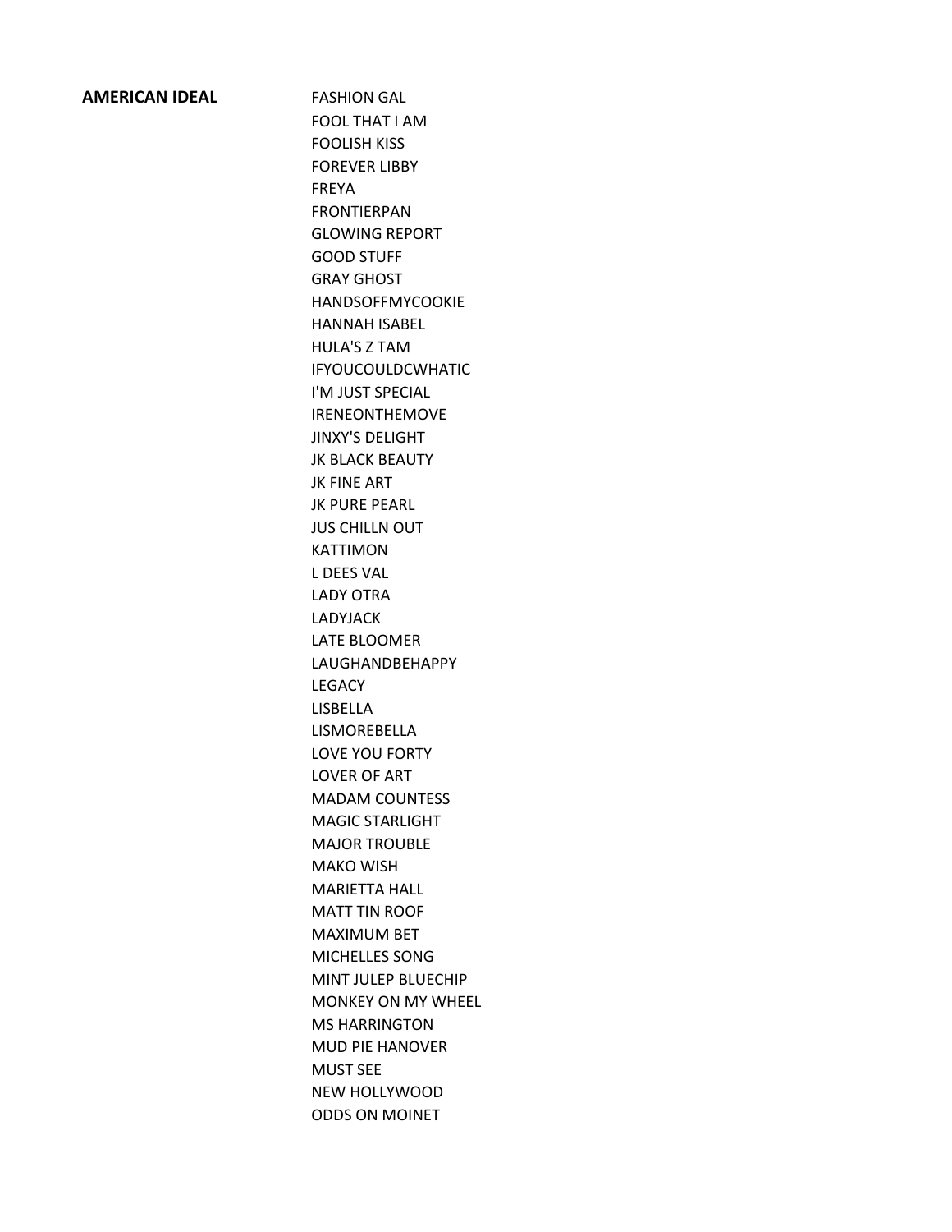**AMERICAN IDEAL**

FASHION GAL
FOOL THAT I AM
FOOLISH KISS
FOREVER LIBBY
FREYA
FRONTIERPAN
GLOWING REPORT
GOOD STUFF
GRAY GHOST
HANDSOFFMYCOOKIE
HANNAH ISABEL
HULA'S Z TAM
IFYOUCOULDCWHATIC
I'M JUST SPECIAL
IRENEONTHEMOVE
JINXY'S DELIGHT
JK BLACK BEAUTY
JK FINE ART
JK PURE PEARL
JUS CHILLN OUT
KATTIMON
L DEES VAL
LADY OTRA
LADYJACK
LATE BLOOMER
LAUGHANDBEHAPPY
LEGACY
LISBELLA
LISMOREBELLA
LOVE YOU FORTY
LOVER OF ART
MADAM COUNTESS
MAGIC STARLIGHT
MAJOR TROUBLE
MAKO WISH
MARIETTA HALL
MATT TIN ROOF
MAXIMUM BET
MICHELLES SONG
MINT JULEP BLUECHIP
MONKEY ON MY WHEEL
MS HARRINGTON
MUD PIE HANOVER
MUST SEE
NEW HOLLYWOOD
ODDS ON MOINET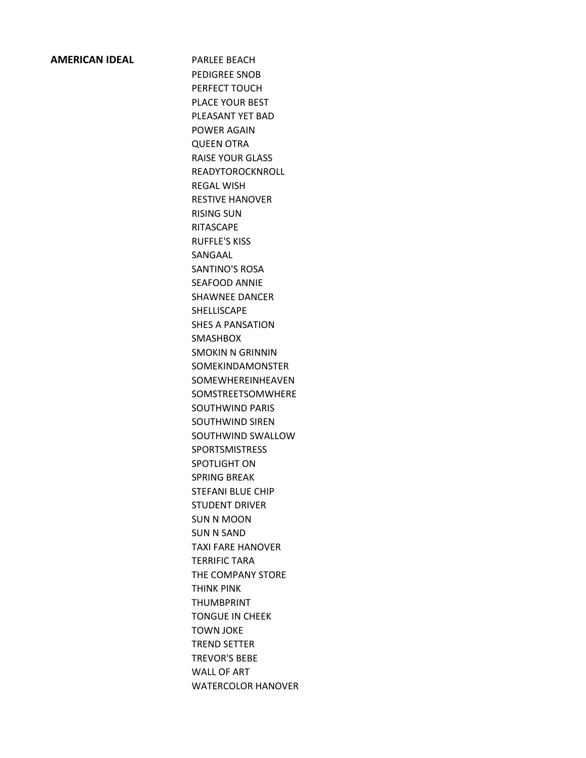**AMERICAN IDEAL**

PARLEE BEACH
PEDIGREE SNOB
PERFECT TOUCH
PLACE YOUR BEST
PLEASANT YET BAD
POWER AGAIN
QUEEN OTRA
RAISE YOUR GLASS
READYTOROCKNROLL
REGAL WISH
RESTIVE HANOVER
RISING SUN
RITASCAPE
RUFFLE'S KISS
SANGAAL
SANTINO'S ROSA
SEAFOOD ANNIE
SHAWNEE DANCER
SHELLISCAPE
SHES A PANSATION
SMASHBOX
SMOKIN N GRINNIN
SOMEKINDAMONSTER
SOMEWHEREINHEAVEN
SOMSTREETSOMWHERE
SOUTHWIND PARIS
SOUTHWIND SIREN
SOUTHWIND SWALLOW
SPORTSMISTRESS
SPOTLIGHT ON
SPRING BREAK
STEFANI BLUE CHIP
STUDENT DRIVER
SUN N MOON
SUN N SAND
TAXI FARE HANOVER
TERRIFIC TARA
THE COMPANY STORE
THINK PINK
THUMBPRINT
TONGUE IN CHEEK
TOWN JOKE
TREND SETTER
TREVOR'S BEBE
WALL OF ART
WATERCOLOR HANOVER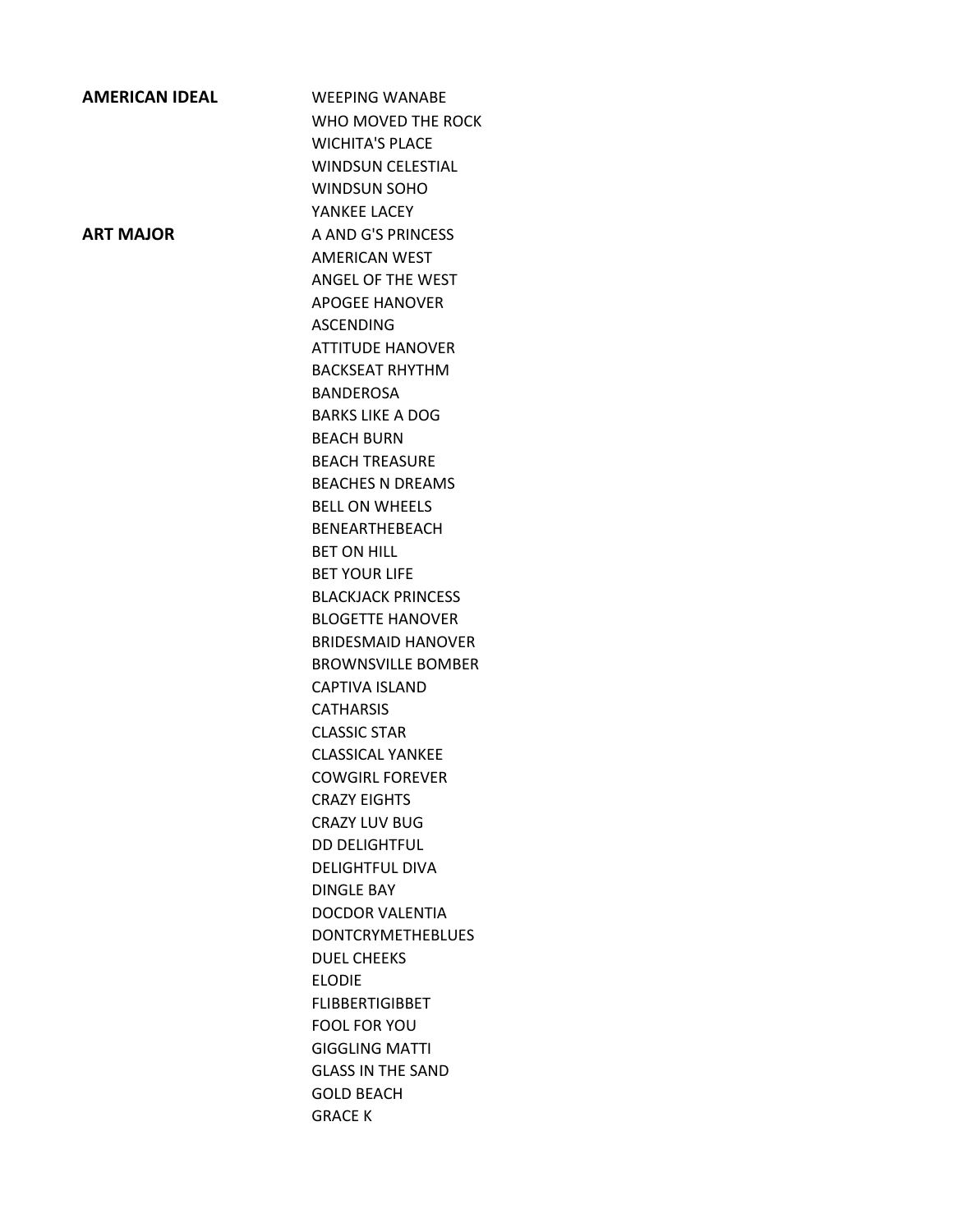| | |
|---|---|
| **AMERICAN IDEAL** | WEEPING WANABE |
| | WHO MOVED THE ROCK |
| | WICHITA'S PLACE |
| | WINDSUN CELESTIAL |
| | WINDSUN SOHO |
| | YANKEE LACEY |
| **ART MAJOR** | A AND G'S PRINCESS |
| | AMERICAN WEST |
| | ANGEL OF THE WEST |
| | APOGEE HANOVER |
| | ASCENDING |
| | ATTITUDE HANOVER |
| | BACKSEAT RHYTHM |
| | BANDEROSA |
| | BARKS LIKE A DOG |
| | BEACH BURN |
| | BEACH TREASURE |
| | BEACHES N DREAMS |
| | BELL ON WHEELS |
| | BENEARTHEBEACH |
| | BET ON HILL |
| | BET YOUR LIFE |
| | BLACKJACK PRINCESS |
| | BLOGETTE HANOVER |
| | BRIDESMAID HANOVER |
| | BROWNSVILLE BOMBER |
| | CAPTIVA ISLAND |
| | CATHARSIS |
| | CLASSIC STAR |
| | CLASSICAL YANKEE |
| | COWGIRL FOREVER |
| | CRAZY EIGHTS |
| | CRAZY LUV BUG |
| | DD DELIGHTFUL |
| | DELIGHTFUL DIVA |
| | DINGLE BAY |
| | DOCDOR VALENTIA |
| | DONTCRYMETHEBLUES |
| | DUEL CHEEKS |
| | ELODIE |
| | FLIBBERTIGIBBET |
| | FOOL FOR YOU |
| | GIGGLING MATTI |
| | GLASS IN THE SAND |
| | GOLD BEACH |
| | GRACE K |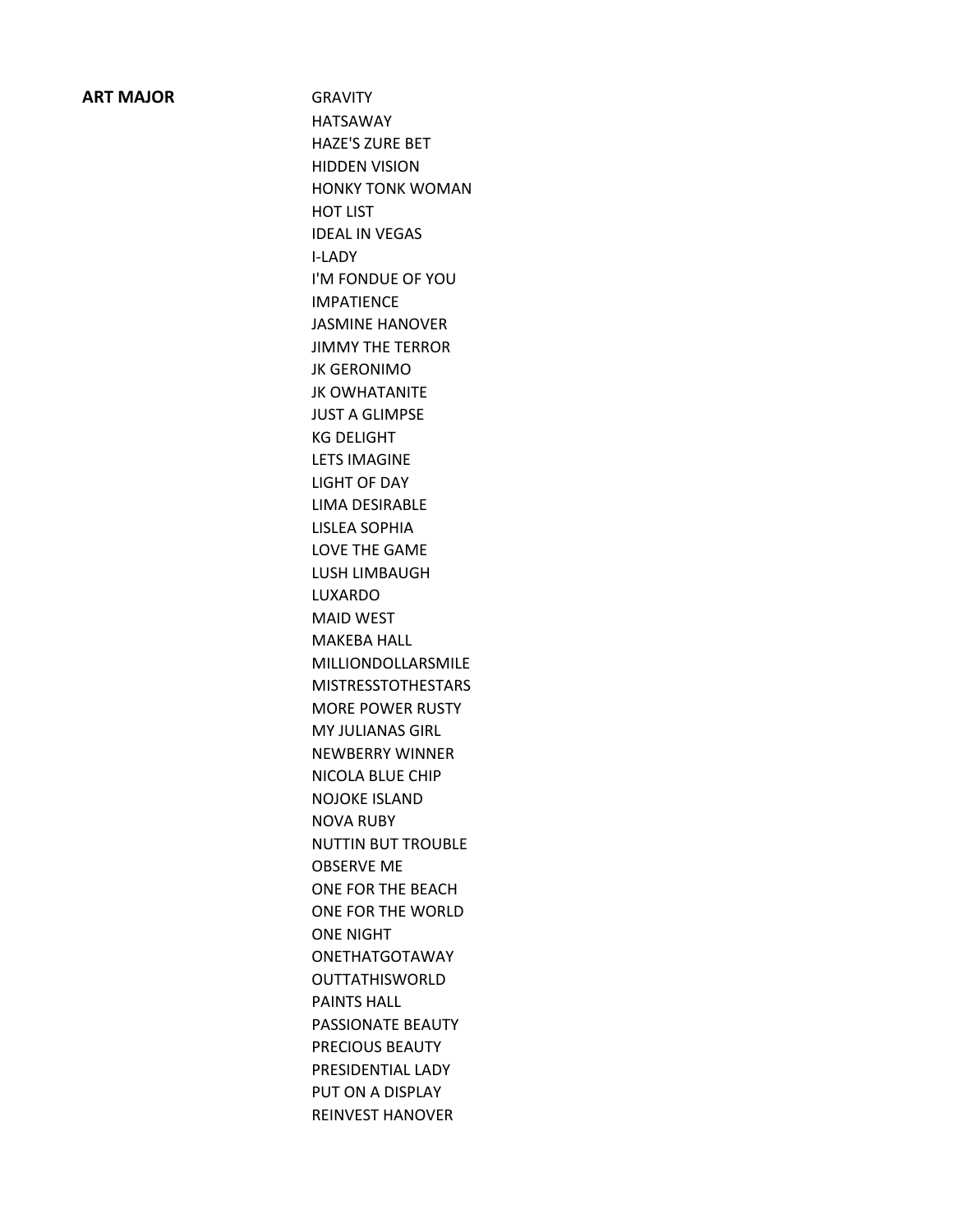**ART MAJOR**

GRAVITY
HATSAWAY
HAZE'S ZURE BET
HIDDEN VISION
HONKY TONK WOMAN
HOT LIST
IDEAL IN VEGAS
I-LADY
I'M FONDUE OF YOU
IMPATIENCE
JASMINE HANOVER
JIMMY THE TERROR
JK GERONIMO
JK OWHATANITE
JUST A GLIMPSE
KG DELIGHT
LETS IMAGINE
LIGHT OF DAY
LIMA DESIRABLE
LISLEA SOPHIA
LOVE THE GAME
LUSH LIMBAUGH
LUXARDO
MAID WEST
MAKEBA HALL
MILLIONDOLLARSMILE
MISTRESSTOTHESTARS
MORE POWER RUSTY
MY JULIANAS GIRL
NEWBERRY WINNER
NICOLA BLUE CHIP
NOJOKE ISLAND
NOVA RUBY
NUTTIN BUT TROUBLE
OBSERVE ME
ONE FOR THE BEACH
ONE FOR THE WORLD
ONE NIGHT
ONETHATGOTAWAY
OUTTATHISWORLD
PAINTS HALL
PASSIONATE BEAUTY
PRECIOUS BEAUTY
PRESIDENTIAL LADY
PUT ON A DISPLAY
REINVEST HANOVER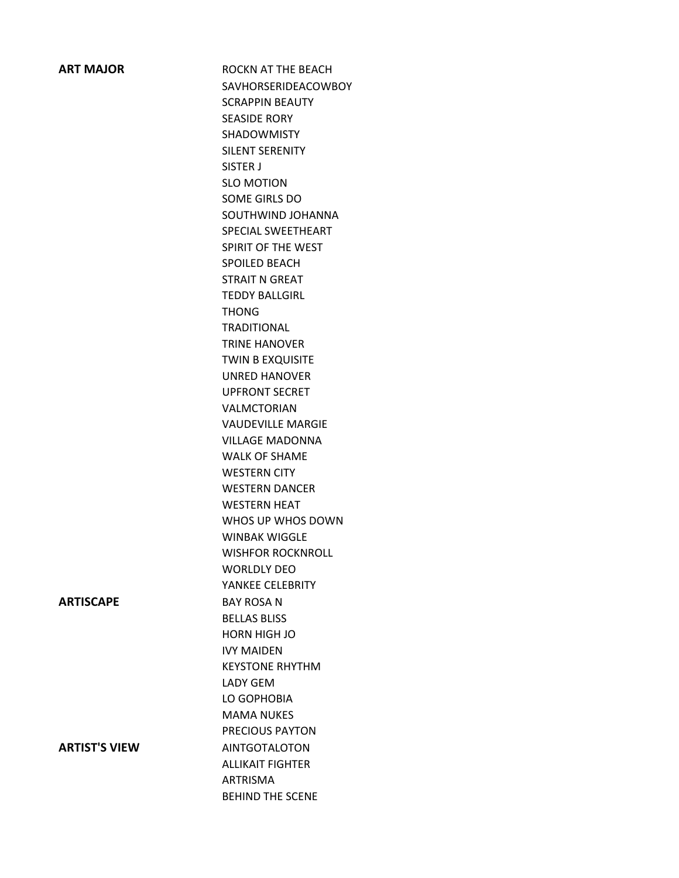| | |
|---|---|
| **ART MAJOR** | ROCKN AT THE BEACH |
| | SAVHORSERIDEACOWBOY |
| | SCRAPPIN BEAUTY |
| | SEASIDE RORY |
| | SHADOWMISTY |
| | SILENT SERENITY |
| | SISTER J |
| | SLO MOTION |
| | SOME GIRLS DO |
| | SOUTHWIND JOHANNA |
| | SPECIAL SWEETHEART |
| | SPIRIT OF THE WEST |
| | SPOILED BEACH |
| | STRAIT N GREAT |
| | TEDDY BALLGIRL |
| | THONG |
| | TRADITIONAL |
| | TRINE HANOVER |
| | TWIN B EXQUISITE |
| | UNRED HANOVER |
| | UPFRONT SECRET |
| | VALMCTORIAN |
| | VAUDEVILLE MARGIE |
| | VILLAGE MADONNA |
| | WALK OF SHAME |
| | WESTERN CITY |
| | WESTERN DANCER |
| | WESTERN HEAT |
| | WHOS UP WHOS DOWN |
| | WINBAK WIGGLE |
| | WISHFOR ROCKNROLL |
| | WORLDLY DEO |
| | YANKEE CELEBRITY |
| **ARTISCAPE** | BAY ROSA N |
| | BELLAS BLISS |
| | HORN HIGH JO |
| | IVY MAIDEN |
| | KEYSTONE RHYTHM |
| | LADY GEM |
| | LO GOPHOBIA |
| | MAMA NUKES |
| | PRECIOUS PAYTON |
| **ARTIST'S VIEW** | AINTGOTALOTON |
| | ALLIKAIT FIGHTER |
| | ARTRISMA |
| | BEHIND THE SCENE |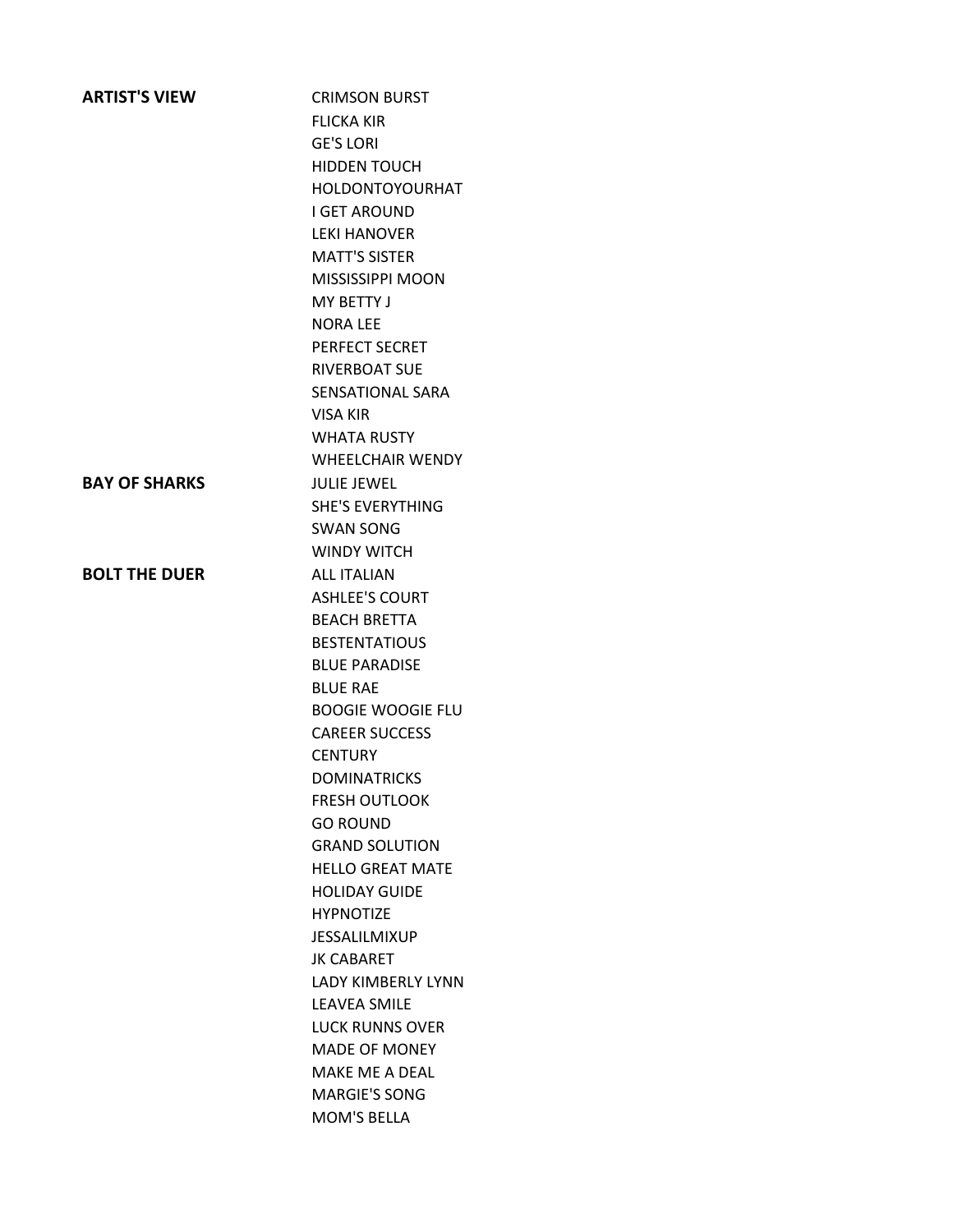| | |
|---|---|
| **ARTIST'S VIEW** | CRIMSON BURST |
| | FLICKA KIR |
| | GE'S LORI |
| | HIDDEN TOUCH |
| | HOLDONTOYOURHAT |
| | I GET AROUND |
| | LEKI HANOVER |
| | MATT'S SISTER |
| | MISSISSIPPI MOON |
| | MY BETTY J |
| | NORA LEE |
| | PERFECT SECRET |
| | RIVERBOAT SUE |
| | SENSATIONAL SARA |
| | VISA KIR |
| | WHATA RUSTY |
| | WHEELCHAIR WENDY |
| **BAY OF SHARKS** | JULIE JEWEL |
| | SHE'S EVERYTHING |
| | SWAN SONG |
| | WINDY WITCH |
| **BOLT THE DUER** | ALL ITALIAN |
| | ASHLEE'S COURT |
| | BEACH BRETTA |
| | BESTENTATIOUS |
| | BLUE PARADISE |
| | BLUE RAE |
| | BOOGIE WOOGIE FLU |
| | CAREER SUCCESS |
| | CENTURY |
| | DOMINATRICKS |
| | FRESH OUTLOOK |
| | GO ROUND |
| | GRAND SOLUTION |
| | HELLO GREAT MATE |
| | HOLIDAY GUIDE |
| | HYPNOTIZE |
| | JESSALILMIXUP |
| | JK CABARET |
| | LADY KIMBERLY LYNN |
| | LEAVEA SMILE |
| | LUCK RUNNS OVER |
| | MADE OF MONEY |
| | MAKE ME A DEAL |
| | MARGIE'S SONG |
| | MOM'S BELLA |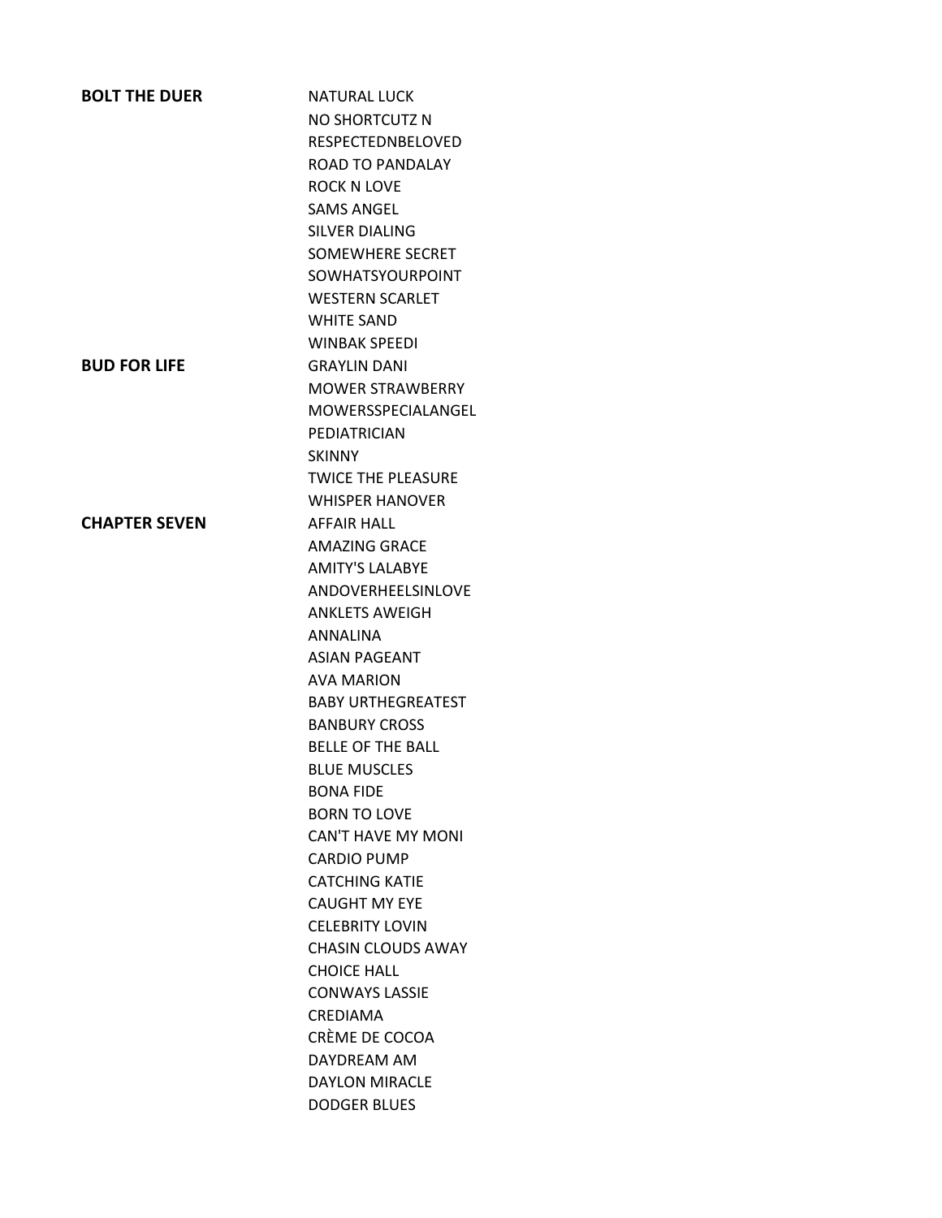| | |
|---|---|
| **BOLT THE DUER** | NATURAL LUCK |
| | NO SHORTCUTZ N |
| | RESPECTEDNBELOVED |
| | ROAD TO PANDALAY |
| | ROCK N LOVE |
| | SAMS ANGEL |
| | SILVER DIALING |
| | SOMEWHERE SECRET |
| | SOWHATSYOURPOINT |
| | WESTERN SCARLET |
| | WHITE SAND |
| | WINBAK SPEEDI |
| **BUD FOR LIFE** | GRAYLIN DANI |
| | MOWER STRAWBERRY |
| | MOWERSSPECIALANGEL |
| | PEDIATRICIAN |
| | SKINNY |
| | TWICE THE PLEASURE |
| | WHISPER HANOVER |
| **CHAPTER SEVEN** | AFFAIR HALL |
| | AMAZING GRACE |
| | AMITY'S LALABYE |
| | ANDOVERHEELSINLOVE |
| | ANKLETS AWEIGH |
| | ANNALINA |
| | ASIAN PAGEANT |
| | AVA MARION |
| | BABY URTHEGREATEST |
| | BANBURY CROSS |
| | BELLE OF THE BALL |
| | BLUE MUSCLES |
| | BONA FIDE |
| | BORN TO LOVE |
| | CAN'T HAVE MY MONI |
| | CARDIO PUMP |
| | CATCHING KATIE |
| | CAUGHT MY EYE |
| | CELEBRITY LOVIN |
| | CHASIN CLOUDS AWAY |
| | CHOICE HALL |
| | CONWAYS LASSIE |
| | CREDIAMA |
| | CRÈME DE COCOA |
| | DAYDREAM AM |
| | DAYLON MIRACLE |
| | DODGER BLUES |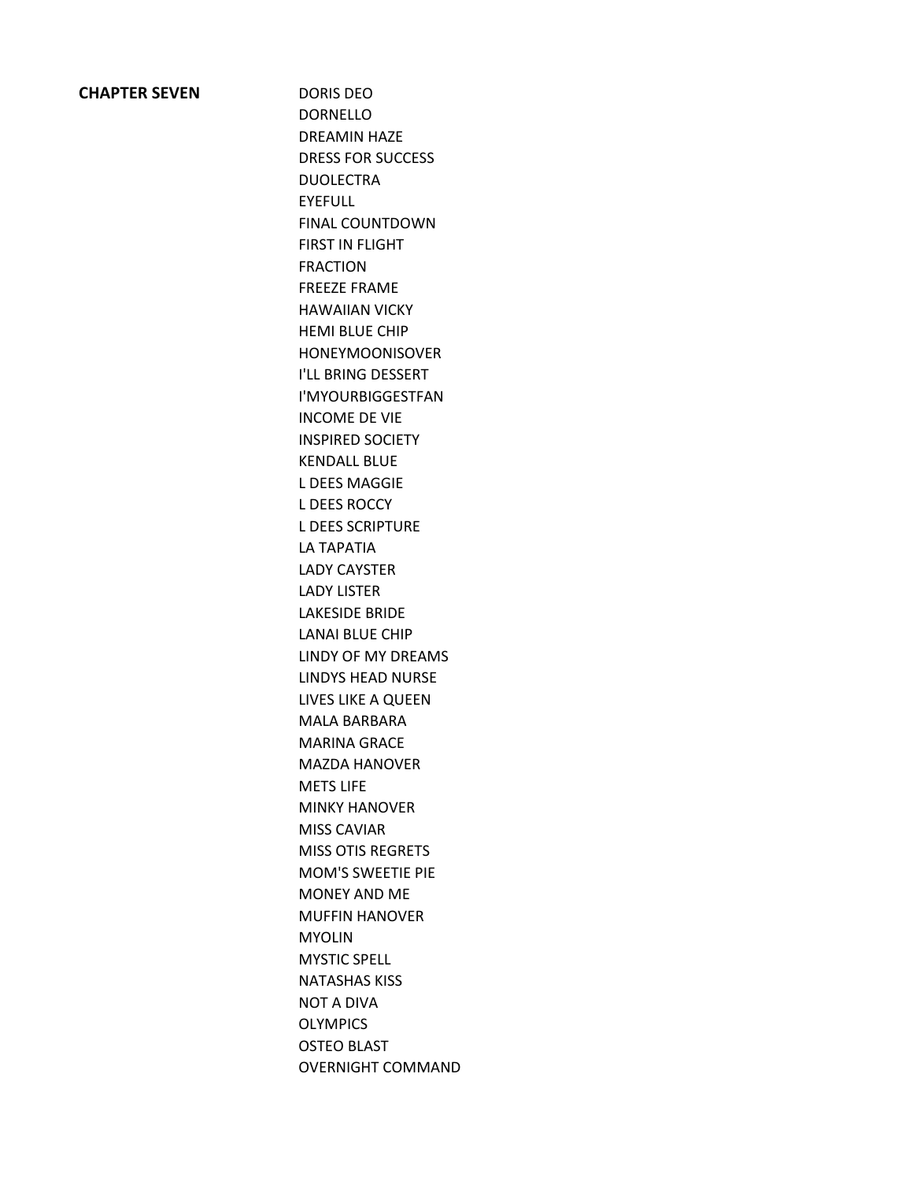**CHAPTER SEVEN**

DORIS DEO
DORNELLO
DREAMIN HAZE
DRESS FOR SUCCESS
DUOLECTRA
EYEFULL
FINAL COUNTDOWN
FIRST IN FLIGHT
FRACTION
FREEZE FRAME
HAWAIIAN VICKY
HEMI BLUE CHIP
HONEYMOONISOVER
I'LL BRING DESSERT
I'MYOURBIGGESTFAN
INCOME DE VIE
INSPIRED SOCIETY
KENDALL BLUE
L DEES MAGGIE
L DEES ROCCY
L DEES SCRIPTURE
LA TAPATIA
LADY CAYSTER
LADY LISTER
LAKESIDE BRIDE
LANAI BLUE CHIP
LINDY OF MY DREAMS
LINDYS HEAD NURSE
LIVES LIKE A QUEEN
MALA BARBARA
MARINA GRACE
MAZDA HANOVER
METS LIFE
MINKY HANOVER
MISS CAVIAR
MISS OTIS REGRETS
MOM'S SWEETIE PIE
MONEY AND ME
MUFFIN HANOVER
MYOLIN
MYSTIC SPELL
NATASHAS KISS
NOT A DIVA
OLYMPICS
OSTEO BLAST
OVERNIGHT COMMAND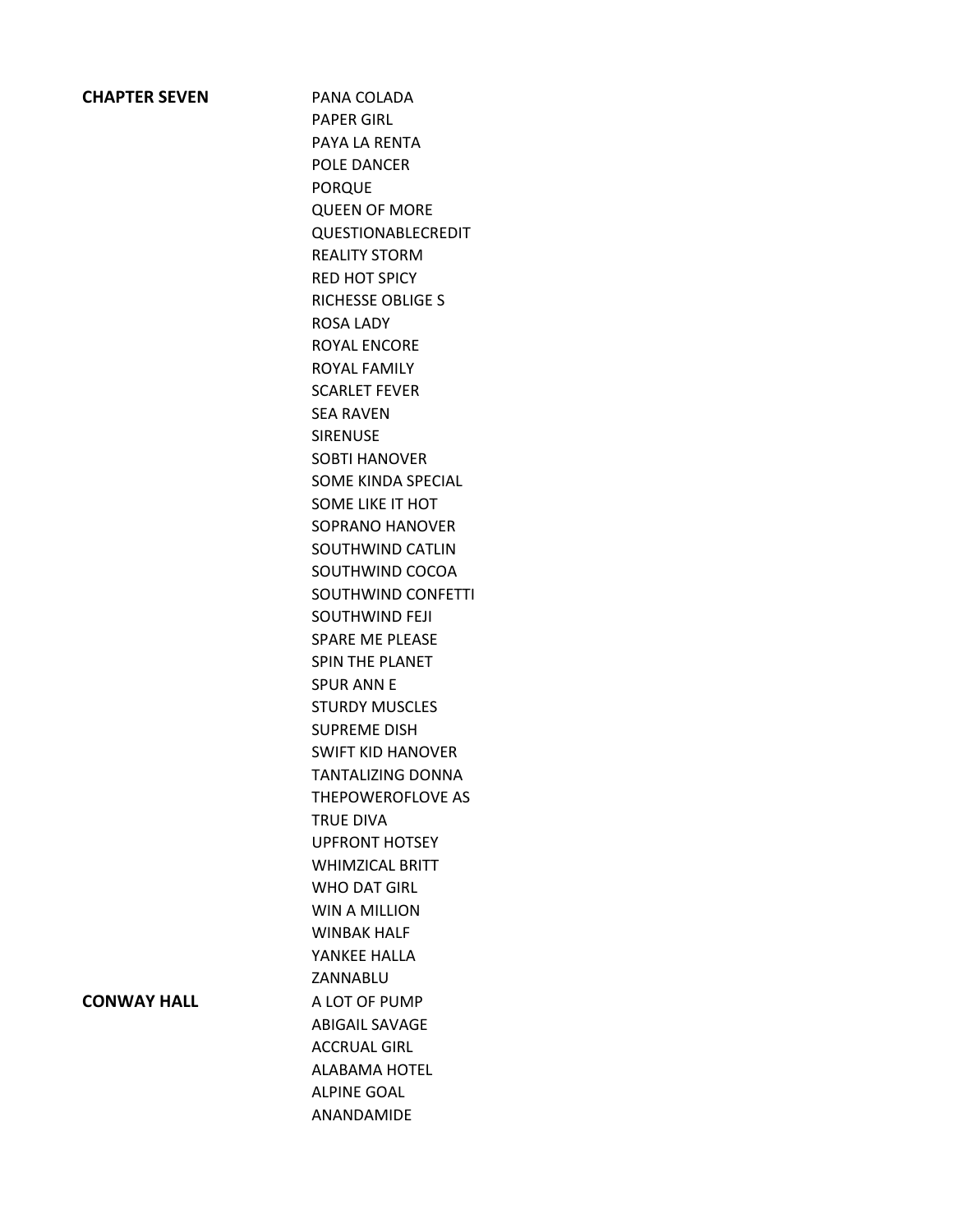| | |
|---|---|
| **CHAPTER SEVEN** | PANA COLADA |
| | PAPER GIRL |
| | PAYA LA RENTA |
| | POLE DANCER |
| | PORQUE |
| | QUEEN OF MORE |
| | QUESTIONABLECREDIT |
| | REALITY STORM |
| | RED HOT SPICY |
| | RICHESSE OBLIGE S |
| | ROSA LADY |
| | ROYAL ENCORE |
| | ROYAL FAMILY |
| | SCARLET FEVER |
| | SEA RAVEN |
| | SIRENUSE |
| | SOBTI HANOVER |
| | SOME KINDA SPECIAL |
| | SOME LIKE IT HOT |
| | SOPRANO HANOVER |
| | SOUTHWIND CATLIN |
| | SOUTHWIND COCOA |
| | SOUTHWIND CONFETTI |
| | SOUTHWIND FEJI |
| | SPARE ME PLEASE |
| | SPIN THE PLANET |
| | SPUR ANN E |
| | STURDY MUSCLES |
| | SUPREME DISH |
| | SWIFT KID HANOVER |
| | TANTALIZING DONNA |
| | THEPOWEROFLOVE AS |
| | TRUE DIVA |
| | UPFRONT HOTSEY |
| | WHIMZICAL BRITT |
| | WHO DAT GIRL |
| | WIN A MILLION |
| | WINBAK HALF |
| | YANKEE HALLA |
| | ZANNABLU |
| **CONWAY HALL** | A LOT OF PUMP |
| | ABIGAIL SAVAGE |
| | ACCRUAL GIRL |
| | ALABAMA HOTEL |
| | ALPINE GOAL |
| | ANANDAMIDE |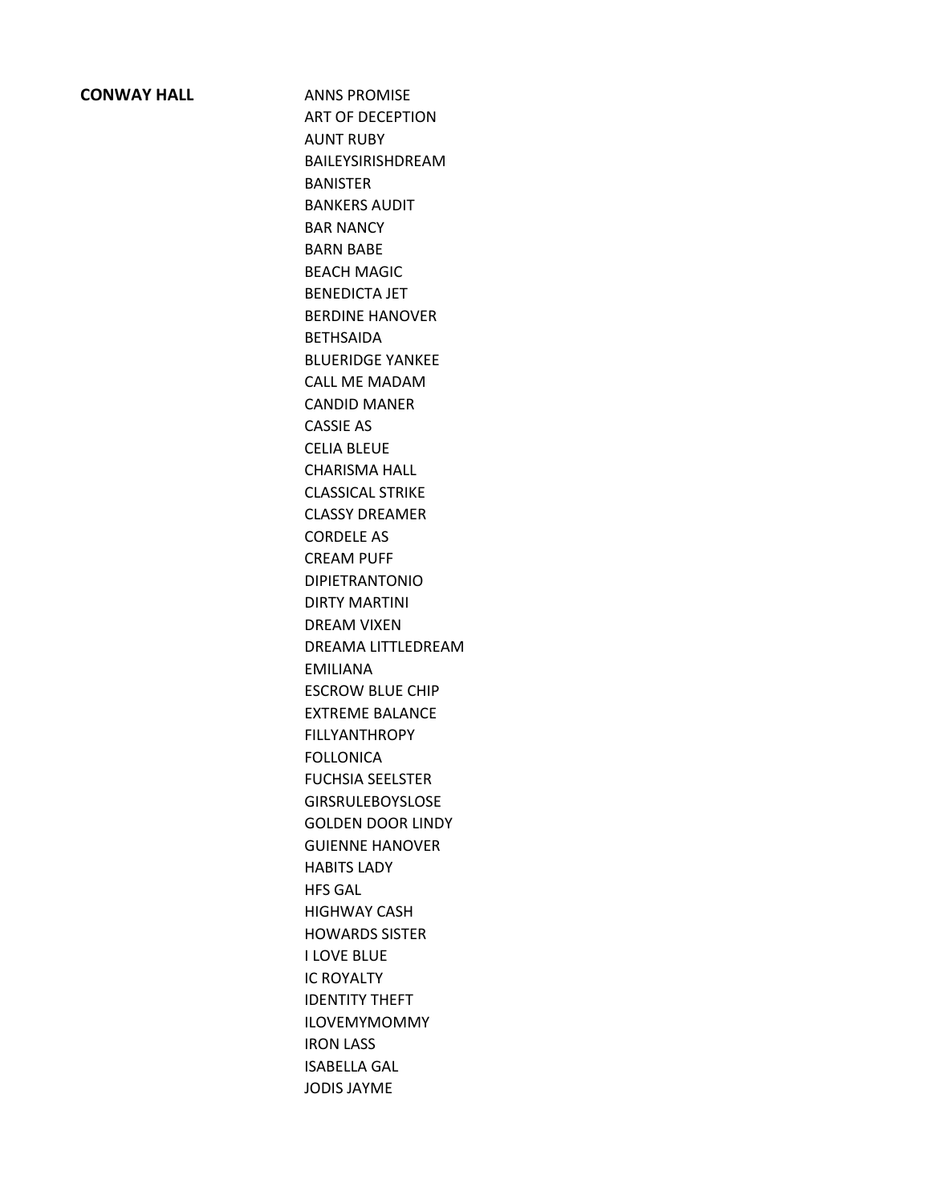**CONWAY HALL**

ANNS PROMISE
ART OF DECEPTION
AUNT RUBY
BAILEYSIRISHDREAM
BANISTER
BANKERS AUDIT
BAR NANCY
BARN BABE
BEACH MAGIC
BENEDICTA JET
BERDINE HANOVER
BETHSAIDA
BLUERIDGE YANKEE
CALL ME MADAM
CANDID MANER
CASSIE AS
CELIA BLEUE
CHARISMA HALL
CLASSICAL STRIKE
CLASSY DREAMER
CORDELE AS
CREAM PUFF
DIPIETRANTONIO
DIRTY MARTINI
DREAM VIXEN
DREAMA LITTLEDREAM
EMILIANA
ESCROW BLUE CHIP
EXTREME BALANCE
FILLYANTHROPY
FOLLONICA
FUCHSIA SEELSTER
GIRSRULEBOYSLOSE
GOLDEN DOOR LINDY
GUIENNE HANOVER
HABITS LADY
HFS GAL
HIGHWAY CASH
HOWARDS SISTER
I LOVE BLUE
IC ROYALTY
IDENTITY THEFT
ILOVEMYMOMMY
IRON LASS
ISABELLA GAL
JODIS JAYME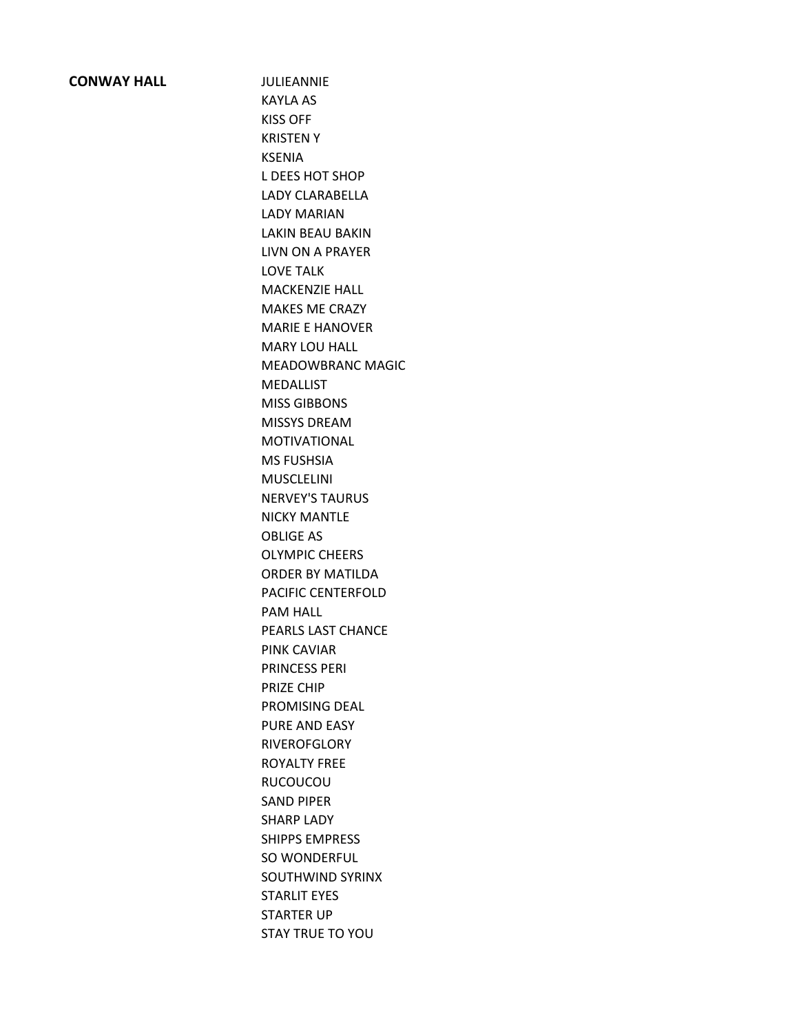| **CONWAY HALL** | JULIEANNIE |
| --- | --- |
| | KAYLA AS |
| | KISS OFF |
| | KRISTEN Y |
| | KSENIA |
| | L DEES HOT SHOP |
| | LADY CLARABELLA |
| | LADY MARIAN |
| | LAKIN BEAU BAKIN |
| | LIVN ON A PRAYER |
| | LOVE TALK |
| | MACKENZIE HALL |
| | MAKES ME CRAZY |
| | MARIE E HANOVER |
| | MARY LOU HALL |
| | MEADOWBRANC MAGIC |
| | MEDALLIST |
| | MISS GIBBONS |
| | MISSYS DREAM |
| | MOTIVATIONAL |
| | MS FUSHSIA |
| | MUSCLELINI |
| | NERVEY'S TAURUS |
| | NICKY MANTLE |
| | OBLIGE AS |
| | OLYMPIC CHEERS |
| | ORDER BY MATILDA |
| | PACIFIC CENTERFOLD |
| | PAM HALL |
| | PEARLS LAST CHANCE |
| | PINK CAVIAR |
| | PRINCESS PERI |
| | PRIZE CHIP |
| | PROMISING DEAL |
| | PURE AND EASY |
| | RIVEROFGLORY |
| | ROYALTY FREE |
| | RUCOUCOU |
| | SAND PIPER |
| | SHARP LADY |
| | SHIPPS EMPRESS |
| | SO WONDERFUL |
| | SOUTHWIND SYRINX |
| | STARLIT EYES |
| | STARTER UP |
| | STAY TRUE TO YOU |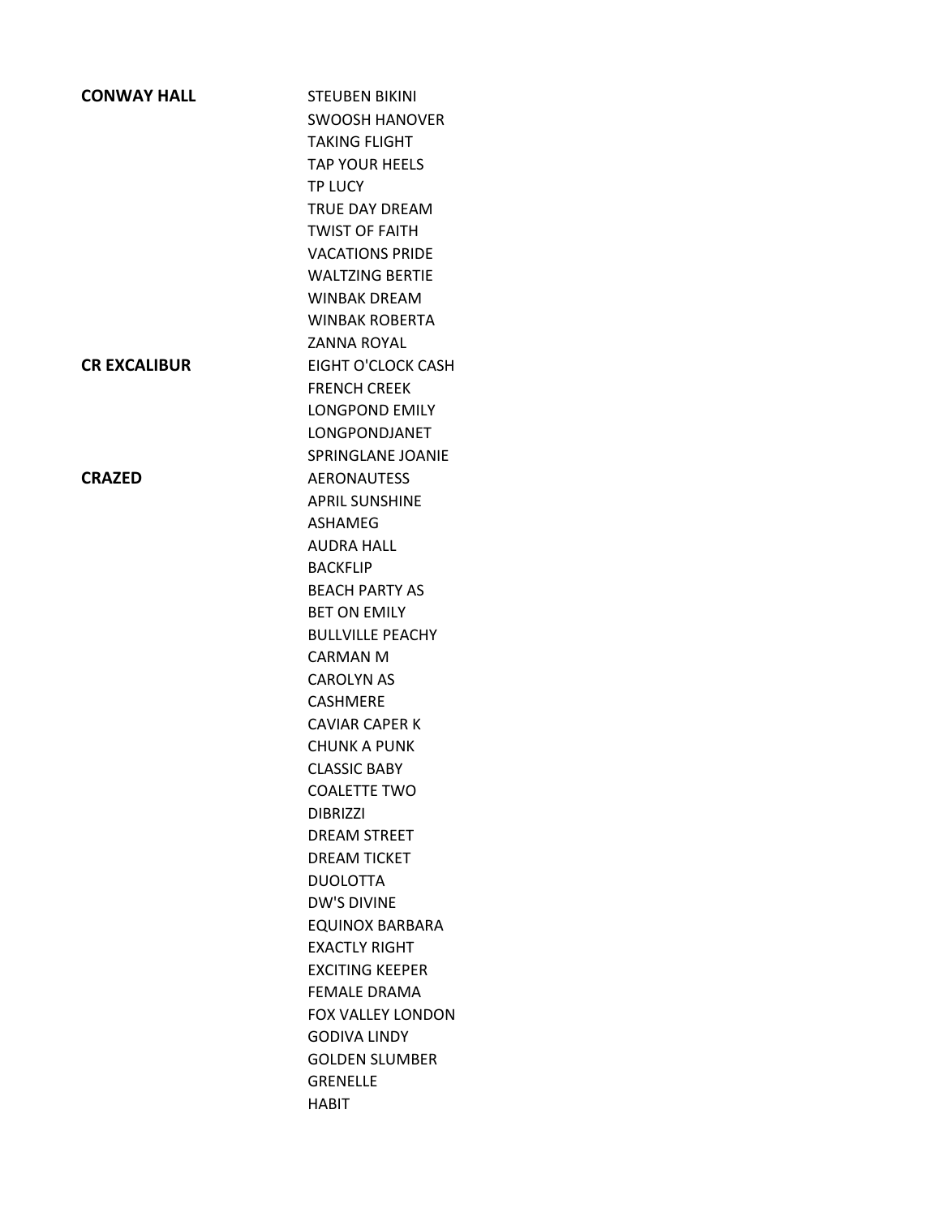| | |
|---|---|
| **CONWAY HALL** | STEUBEN BIKINI |
| | SWOOSH HANOVER |
| | TAKING FLIGHT |
| | TAP YOUR HEELS |
| | TP LUCY |
| | TRUE DAY DREAM |
| | TWIST OF FAITH |
| | VACATIONS PRIDE |
| | WALTZING BERTIE |
| | WINBAK DREAM |
| | WINBAK ROBERTA |
| | ZANNA ROYAL |
| **CR EXCALIBUR** | EIGHT O'CLOCK CASH |
| | FRENCH CREEK |
| | LONGPOND EMILY |
| | LONGPONDJANET |
| | SPRINGLANE JOANIE |
| **CRAZED** | AERONAUTESS |
| | APRIL SUNSHINE |
| | ASHAMEG |
| | AUDRA HALL |
| | BACKFLIP |
| | BEACH PARTY AS |
| | BET ON EMILY |
| | BULLVILLE PEACHY |
| | CARMAN M |
| | CAROLYN AS |
| | CASHMERE |
| | CAVIAR CAPER K |
| | CHUNK A PUNK |
| | CLASSIC BABY |
| | COALETTE TWO |
| | DIBRIZZI |
| | DREAM STREET |
| | DREAM TICKET |
| | DUOLOTTA |
| | DW'S DIVINE |
| | EQUINOX BARBARA |
| | EXACTLY RIGHT |
| | EXCITING KEEPER |
| | FEMALE DRAMA |
| | FOX VALLEY LONDON |
| | GODIVA LINDY |
| | GOLDEN SLUMBER |
| | GRENELLE |
| | HABIT |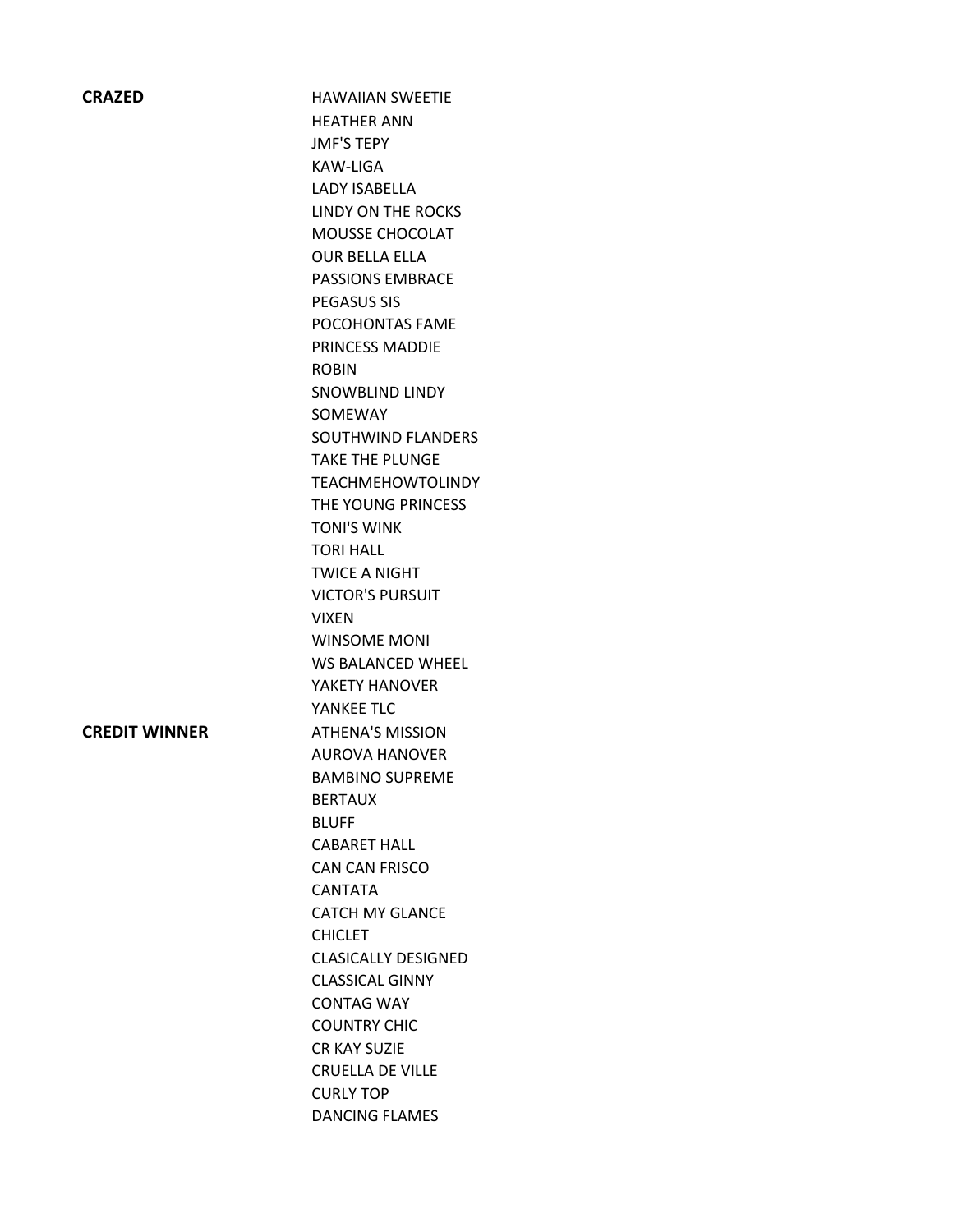| | |
|---|---|
| **CRAZED** | HAWAIIAN SWEETIE |
| | HEATHER ANN |
| | JMF'S TEPY |
| | KAW-LIGA |
| | LADY ISABELLA |
| | LINDY ON THE ROCKS |
| | MOUSSE CHOCOLAT |
| | OUR BELLA ELLA |
| | PASSIONS EMBRACE |
| | PEGASUS SIS |
| | POCOHONTAS FAME |
| | PRINCESS MADDIE |
| | ROBIN |
| | SNOWBLIND LINDY |
| | SOMEWAY |
| | SOUTHWIND FLANDERS |
| | TAKE THE PLUNGE |
| | TEACHMEHOWTOLINDY |
| | THE YOUNG PRINCESS |
| | TONI'S WINK |
| | TORI HALL |
| | TWICE A NIGHT |
| | VICTOR'S PURSUIT |
| | VIXEN |
| | WINSOME MONI |
| | WS BALANCED WHEEL |
| | YAKETY HANOVER |
| | YANKEE TLC |
| **CREDIT WINNER** | ATHENA'S MISSION |
| | AUROVA HANOVER |
| | BAMBINO SUPREME |
| | BERTAUX |
| | BLUFF |
| | CABARET HALL |
| | CAN CAN FRISCO |
| | CANTATA |
| | CATCH MY GLANCE |
| | CHICLET |
| | CLASICALLY DESIGNED |
| | CLASSICAL GINNY |
| | CONTAG WAY |
| | COUNTRY CHIC |
| | CR KAY SUZIE |
| | CRUELLA DE VILLE |
| | CURLY TOP |
| | DANCING FLAMES |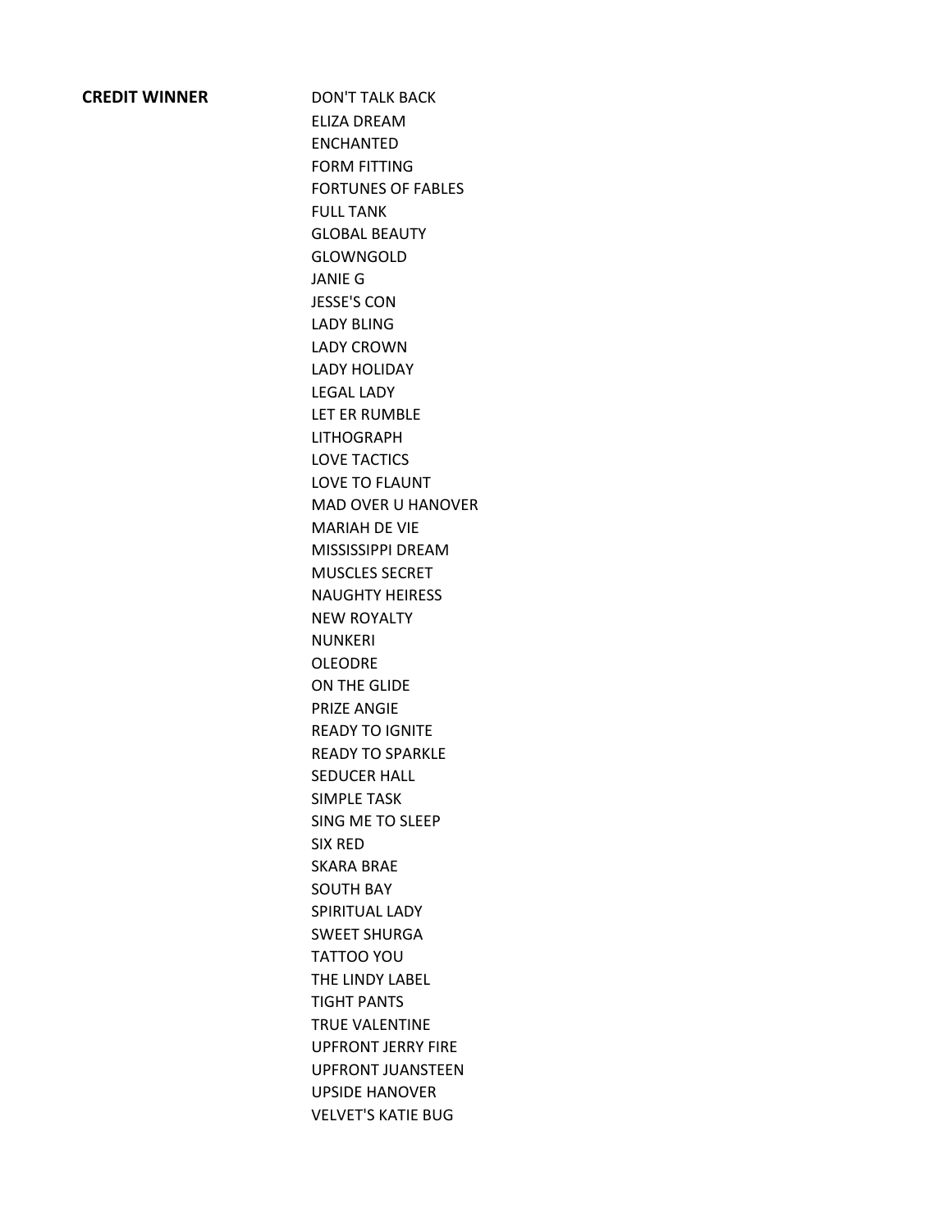| **CREDIT WINNER** | DON'T TALK BACK |
|---|---|
| | ELIZA DREAM |
| | ENCHANTED |
| | FORM FITTING |
| | FORTUNES OF FABLES |
| | FULL TANK |
| | GLOBAL BEAUTY |
| | GLOWNGOLD |
| | JANIE G |
| | JESSE'S CON |
| | LADY BLING |
| | LADY CROWN |
| | LADY HOLIDAY |
| | LEGAL LADY |
| | LET ER RUMBLE |
| | LITHOGRAPH |
| | LOVE TACTICS |
| | LOVE TO FLAUNT |
| | MAD OVER U HANOVER |
| | MARIAH DE VIE |
| | MISSISSIPPI DREAM |
| | MUSCLES SECRET |
| | NAUGHTY HEIRESS |
| | NEW ROYALTY |
| | NUNKERI |
| | OLEODRE |
| | ON THE GLIDE |
| | PRIZE ANGIE |
| | READY TO IGNITE |
| | READY TO SPARKLE |
| | SEDUCER HALL |
| | SIMPLE TASK |
| | SING ME TO SLEEP |
| | SIX RED |
| | SKARA BRAE |
| | SOUTH BAY |
| | SPIRITUAL LADY |
| | SWEET SHURGA |
| | TATTOO YOU |
| | THE LINDY LABEL |
| | TIGHT PANTS |
| | TRUE VALENTINE |
| | UPFRONT JERRY FIRE |
| | UPFRONT JUANSTEEN |
| | UPSIDE HANOVER |
| | VELVET'S KATIE BUG |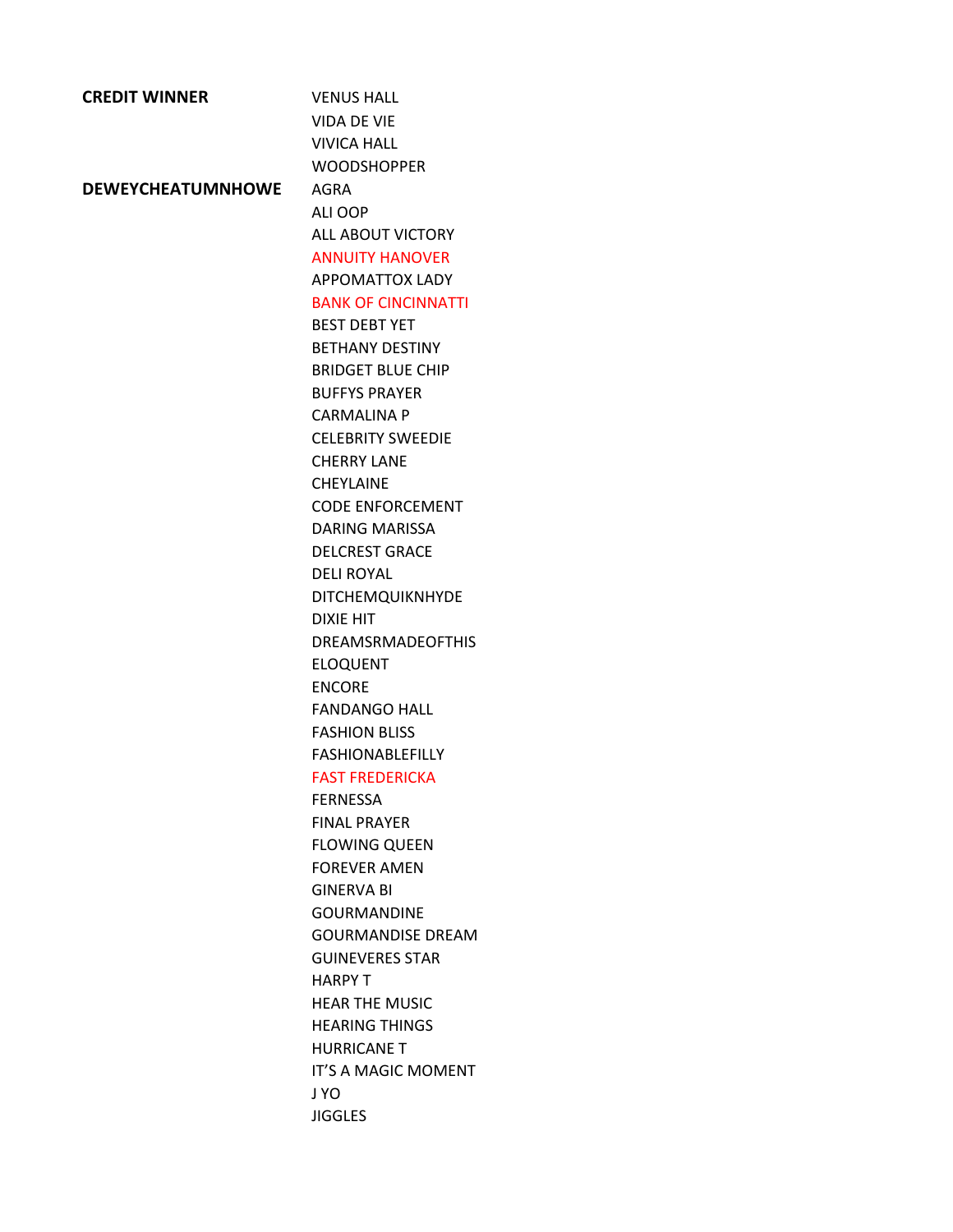| | |
|---|---|
| **CREDIT WINNER** | VENUS HALL |
| | VIDA DE VIE |
| | VIVICA HALL |
| | WOODSHOPPER |
| **DEWEYCHEATUMNHOWE** | AGRA |
| | ALI OOP |
| | ALL ABOUT VICTORY |
| | ANNUITY HANOVER |
| | APPOMATTOX LADY |
| | BANK OF CINCINNATTI |
| | BEST DEBT YET |
| | BETHANY DESTINY |
| | BRIDGET BLUE CHIP |
| | BUFFYS PRAYER |
| | CARMALINA P |
| | CELEBRITY SWEEDIE |
| | CHERRY LANE |
| | CHEYLAINE |
| | CODE ENFORCEMENT |
| | DARING MARISSA |
| | DELCREST GRACE |
| | DELI ROYAL |
| | DITCHEMQUIKNHYDE |
| | DIXIE HIT |
| | DREAMSRMADEOFTHIS |
| | ELOQUENT |
| | ENCORE |
| | FANDANGO HALL |
| | FASHION BLISS |
| | FASHIONABLEFILLY |
| | FAST FREDERICKA |
| | FERNESSA |
| | FINAL PRAYER |
| | FLOWING QUEEN |
| | FOREVER AMEN |
| | GINERVA BI |
| | GOURMANDINE |
| | GOURMANDISE DREAM |
| | GUINEVERES STAR |
| | HARPY T |
| | HEAR THE MUSIC |
| | HEARING THINGS |
| | HURRICANE T |
| | IT'S A MAGIC MOMENT |
| | J YO |
| | JIGGLES |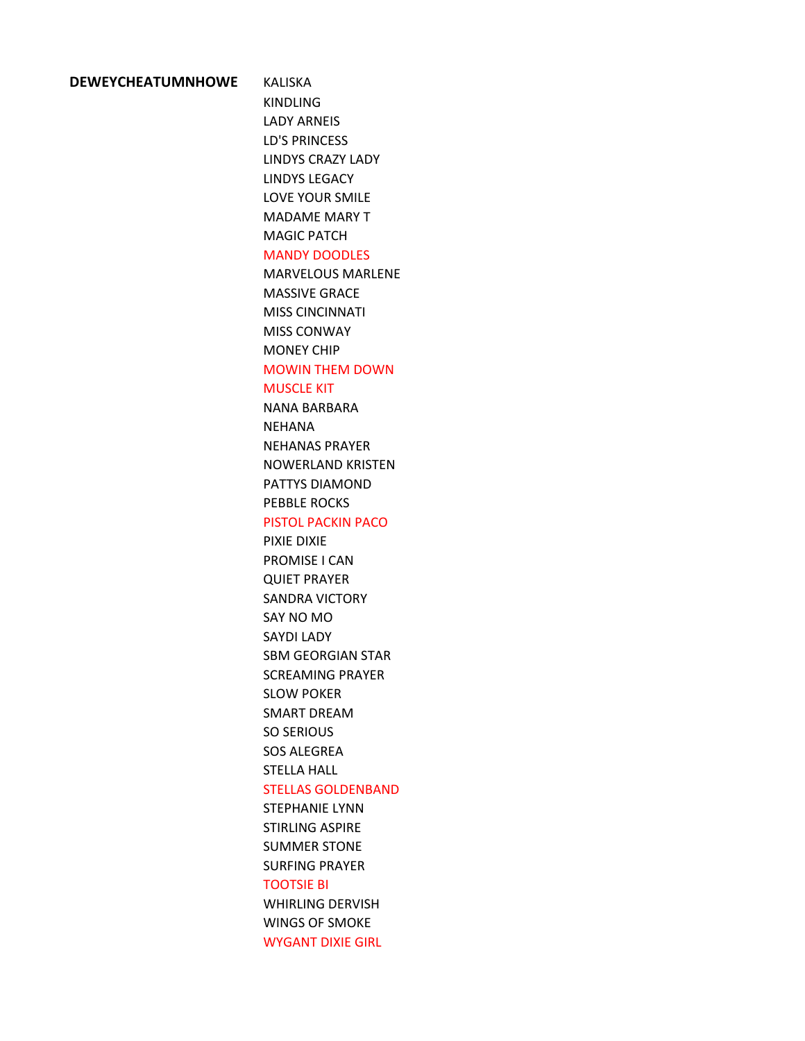**DEWEYCHEATUMNHOWE**

KALISKA
KINDLING
LADY ARNEIS
LD'S PRINCESS
LINDYS CRAZY LADY
LINDYS LEGACY
LOVE YOUR SMILE
MADAME MARY T
MAGIC PATCH
MANDY DOODLES
MARVELOUS MARLENE
MASSIVE GRACE
MISS CINCINNATI
MISS CONWAY
MONEY CHIP
MOWIN THEM DOWN
MUSCLE KIT
NANA BARBARA
NEHANA
NEHANAS PRAYER
NOWERLAND KRISTEN
PATTYS DIAMOND
PEBBLE ROCKS
PISTOL PACKIN PACO
PIXIE DIXIE
PROMISE I CAN
QUIET PRAYER
SANDRA VICTORY
SAY NO MO
SAYDI LADY
SBM GEORGIAN STAR
SCREAMING PRAYER
SLOW POKER
SMART DREAM
SO SERIOUS
SOS ALEGREA
STELLA HALL
STELLAS GOLDENBAND
STEPHANIE LYNN
STIRLING ASPIRE
SUMMER STONE
SURFING PRAYER
TOOTSIE BI
WHIRLING DERVISH
WINGS OF SMOKE
WYGANT DIXIE GIRL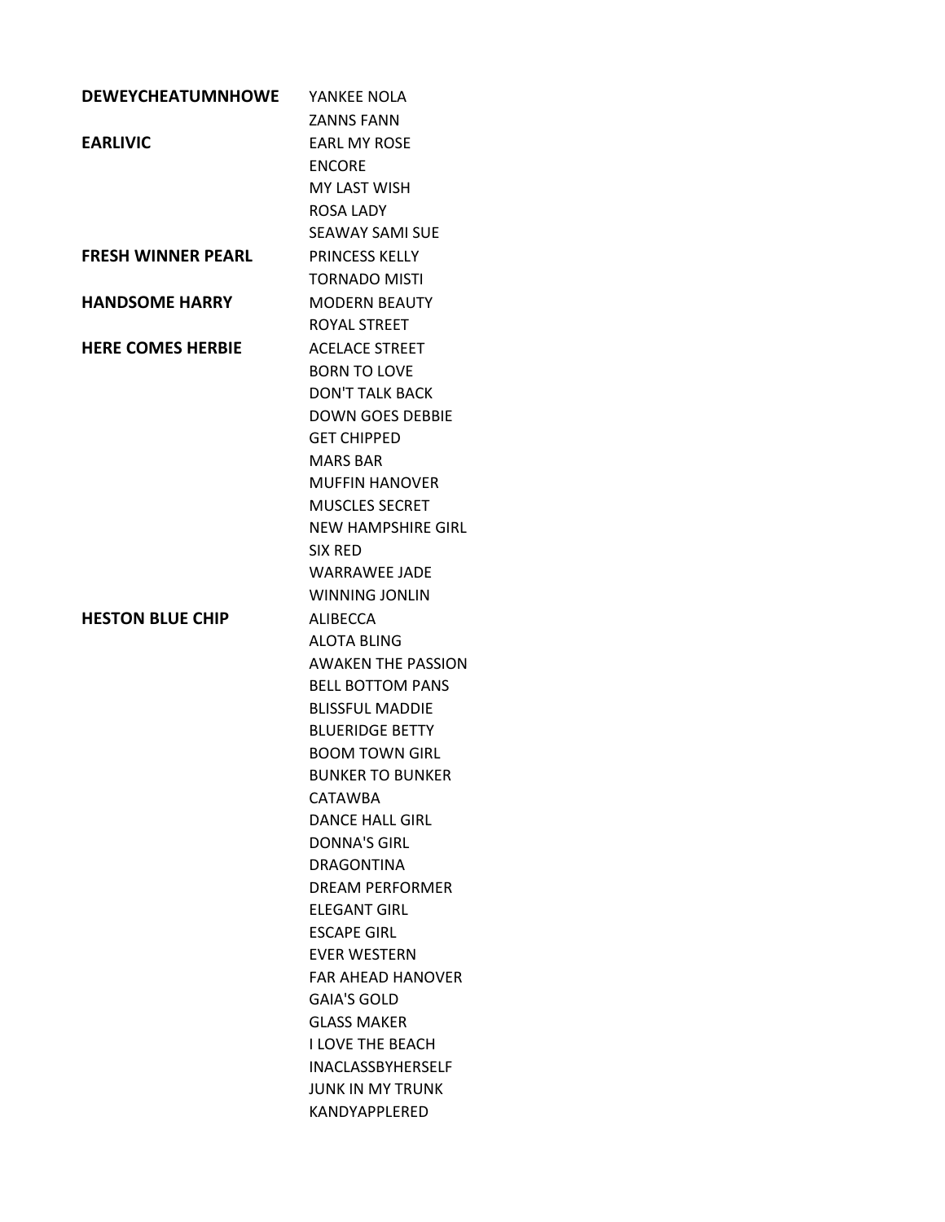| | |
|---|---|
| **DEWEYCHEATUMNHOWE** | YANKEE NOLA |
| | ZANNS FANN |
| **EARLIVIC** | EARL MY ROSE |
| | ENCORE |
| | MY LAST WISH |
| | ROSA LADY |
| | SEAWAY SAMI SUE |
| **FRESH WINNER PEARL** | PRINCESS KELLY |
| | TORNADO MISTI |
| **HANDSOME HARRY** | MODERN BEAUTY |
| | ROYAL STREET |
| **HERE COMES HERBIE** | ACELACE STREET |
| | BORN TO LOVE |
| | DON'T TALK BACK |
| | DOWN GOES DEBBIE |
| | GET CHIPPED |
| | MARS BAR |
| | MUFFIN HANOVER |
| | MUSCLES SECRET |
| | NEW HAMPSHIRE GIRL |
| | SIX RED |
| | WARRAWEE JADE |
| | WINNING JONLIN |
| **HESTON BLUE CHIP** | ALIBECCA |
| | ALOTA BLING |
| | AWAKEN THE PASSION |
| | BELL BOTTOM PANS |
| | BLISSFUL MADDIE |
| | BLUERIDGE BETTY |
| | BOOM TOWN GIRL |
| | BUNKER TO BUNKER |
| | CATAWBA |
| | DANCE HALL GIRL |
| | DONNA'S GIRL |
| | DRAGONTINA |
| | DREAM PERFORMER |
| | ELEGANT GIRL |
| | ESCAPE GIRL |
| | EVER WESTERN |
| | FAR AHEAD HANOVER |
| | GAIA'S GOLD |
| | GLASS MAKER |
| | I LOVE THE BEACH |
| | INACLASSBYHERSELF |
| | JUNK IN MY TRUNK |
| | KANDYAPPLERED |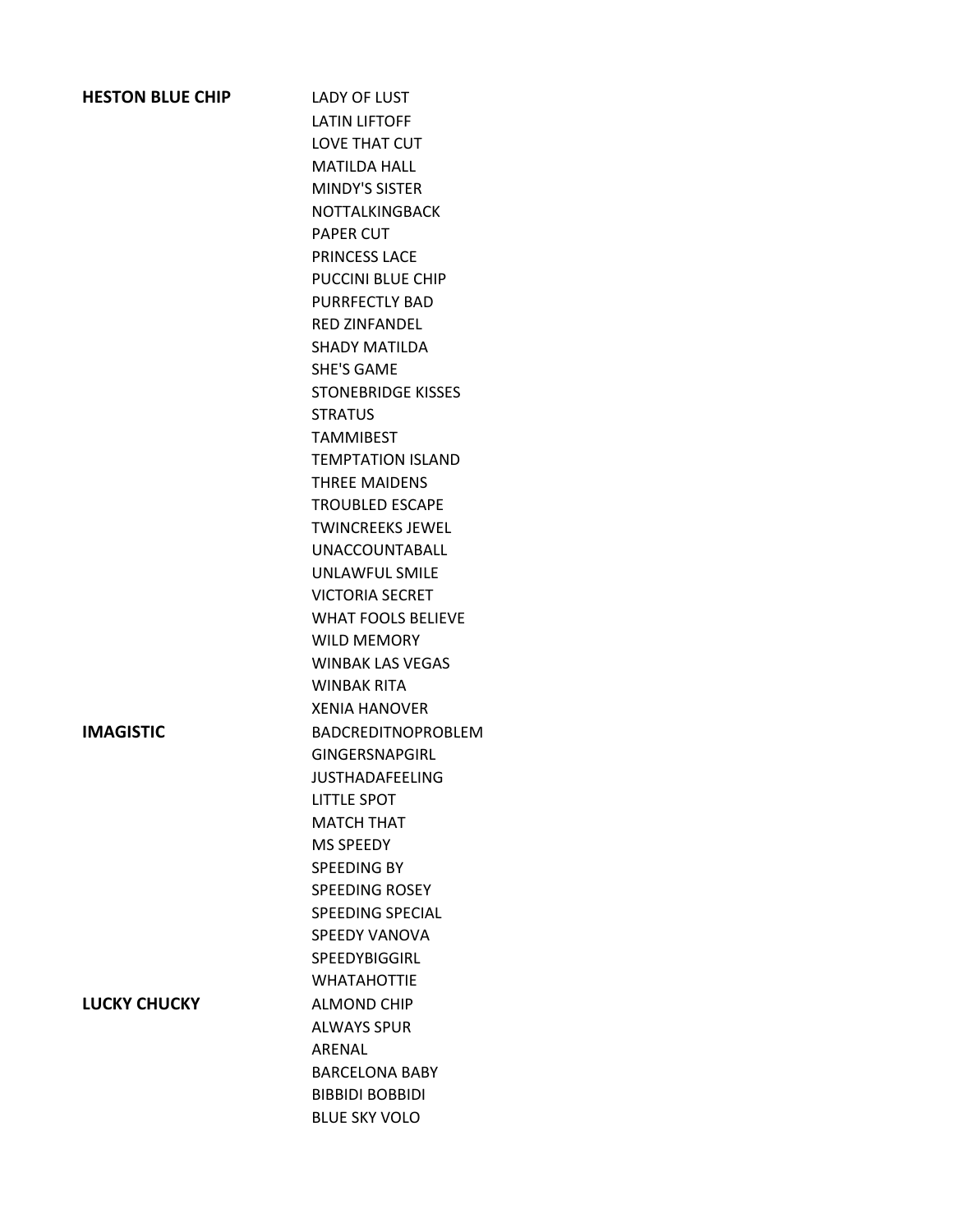| | |
|---|---|
| **HESTON BLUE CHIP** | LADY OF LUST |
| | LATIN LIFTOFF |
| | LOVE THAT CUT |
| | MATILDA HALL |
| | MINDY'S SISTER |
| | NOTTALKINGBACK |
| | PAPER CUT |
| | PRINCESS LACE |
| | PUCCINI BLUE CHIP |
| | PURRFECTLY BAD |
| | RED ZINFANDEL |
| | SHADY MATILDA |
| | SHE'S GAME |
| | STONEBRIDGE KISSES |
| | STRATUS |
| | TAMMIBEST |
| | TEMPTATION ISLAND |
| | THREE MAIDENS |
| | TROUBLED ESCAPE |
| | TWINCREEKS JEWEL |
| | UNACCOUNTABALL |
| | UNLAWFUL SMILE |
| | VICTORIA SECRET |
| | WHAT FOOLS BELIEVE |
| | WILD MEMORY |
| | WINBAK LAS VEGAS |
| | WINBAK RITA |
| | XENIA HANOVER |
| **IMAGISTIC** | BADCREDITNOPROBLEM |
| | GINGERSNAPGIRL |
| | JUSTHADAFEELING |
| | LITTLE SPOT |
| | MATCH THAT |
| | MS SPEEDY |
| | SPEEDING BY |
| | SPEEDING ROSEY |
| | SPEEDING SPECIAL |
| | SPEEDY VANOVA |
| | SPEEDYBIGGIRL |
| | WHATAHOTTIE |
| **LUCKY CHUCKY** | ALMOND CHIP |
| | ALWAYS SPUR |
| | ARENAL |
| | BARCELONA BABY |
| | BIBBIDI BOBBIDI |
| | BLUE SKY VOLO |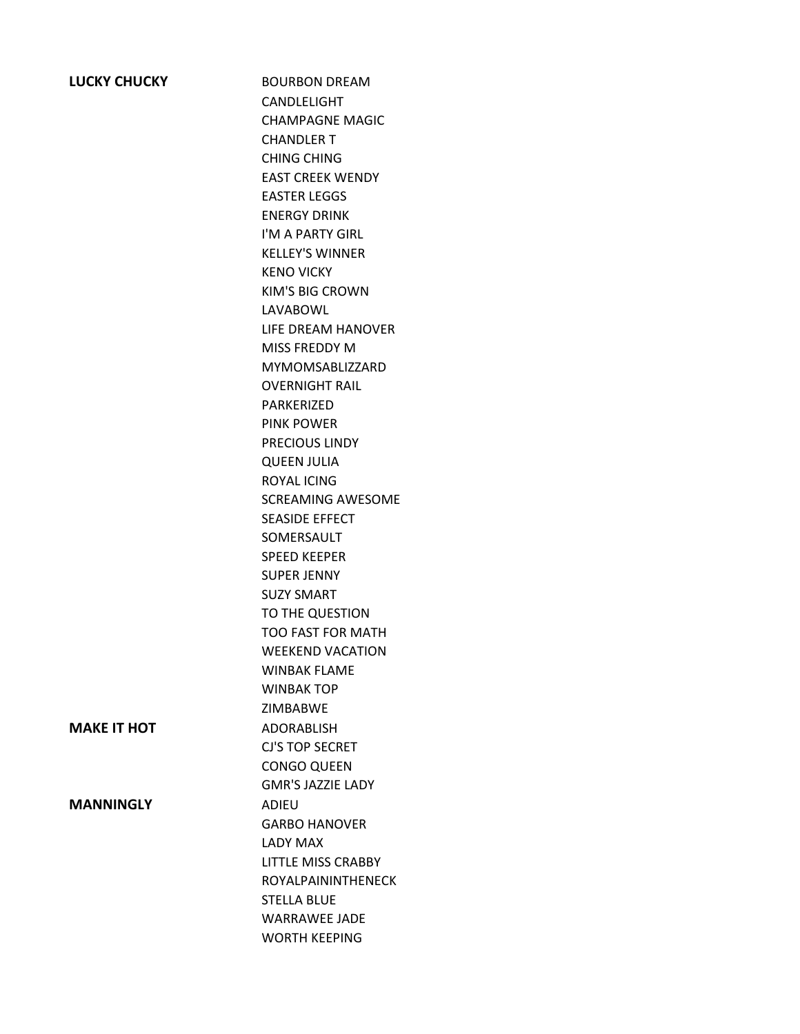| | |
|---|---|
| **LUCKY CHUCKY** | BOURBON DREAM |
| | CANDLELIGHT |
| | CHAMPAGNE MAGIC |
| | CHANDLER T |
| | CHING CHING |
| | EAST CREEK WENDY |
| | EASTER LEGGS |
| | ENERGY DRINK |
| | I'M A PARTY GIRL |
| | KELLEY'S WINNER |
| | KENO VICKY |
| | KIM'S BIG CROWN |
| | LAVABOWL |
| | LIFE DREAM HANOVER |
| | MISS FREDDY M |
| | MYMOMSABLIZZARD |
| | OVERNIGHT RAIL |
| | PARKERIZED |
| | PINK POWER |
| | PRECIOUS LINDY |
| | QUEEN JULIA |
| | ROYAL ICING |
| | SCREAMING AWESOME |
| | SEASIDE EFFECT |
| | SOMERSAULT |
| | SPEED KEEPER |
| | SUPER JENNY |
| | SUZY SMART |
| | TO THE QUESTION |
| | TOO FAST FOR MATH |
| | WEEKEND VACATION |
| | WINBAK FLAME |
| | WINBAK TOP |
| | ZIMBABWE |
| **MAKE IT HOT** | ADORABLISH |
| | CJ'S TOP SECRET |
| | CONGO QUEEN |
| | GMR'S JAZZIE LADY |
| **MANNINGLY** | ADIEU |
| | GARBO HANOVER |
| | LADY MAX |
| | LITTLE MISS CRABBY |
| | ROYALPAININTHENECK |
| | STELLA BLUE |
| | WARRAWEE JADE |
| | WORTH KEEPING |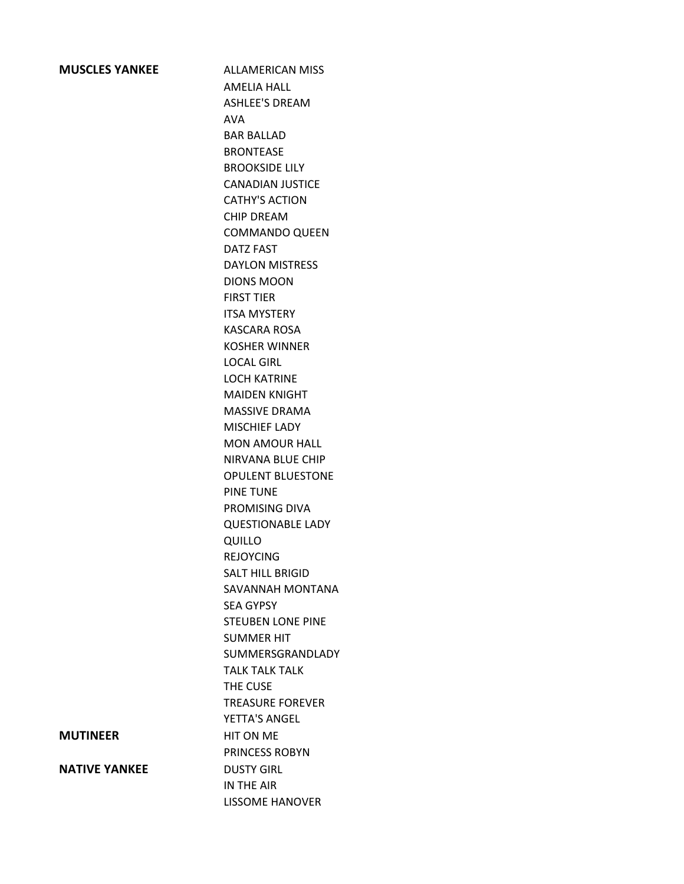| | |
|---|---|
| **MUSCLES YANKEE** | ALLAMERICAN MISS |
| | AMELIA HALL |
| | ASHLEE'S DREAM |
| | AVA |
| | BAR BALLAD |
| | BRONTEASE |
| | BROOKSIDE LILY |
| | CANADIAN JUSTICE |
| | CATHY'S ACTION |
| | CHIP DREAM |
| | COMMANDO QUEEN |
| | DATZ FAST |
| | DAYLON MISTRESS |
| | DIONS MOON |
| | FIRST TIER |
| | ITSA MYSTERY |
| | KASCARA ROSA |
| | KOSHER WINNER |
| | LOCAL GIRL |
| | LOCH KATRINE |
| | MAIDEN KNIGHT |
| | MASSIVE DRAMA |
| | MISCHIEF LADY |
| | MON AMOUR HALL |
| | NIRVANA BLUE CHIP |
| | OPULENT BLUESTONE |
| | PINE TUNE |
| | PROMISING DIVA |
| | QUESTIONABLE LADY |
| | QUILLO |
| | REJOYCING |
| | SALT HILL BRIGID |
| | SAVANNAH MONTANA |
| | SEA GYPSY |
| | STEUBEN LONE PINE |
| | SUMMER HIT |
| | SUMMERSGRANDLADY |
| | TALK TALK TALK |
| | THE CUSE |
| | TREASURE FOREVER |
| | YETTA'S ANGEL |
| **MUTINEER** | HIT ON ME |
| | PRINCESS ROBYN |
| **NATIVE YANKEE** | DUSTY GIRL |
| | IN THE AIR |
| | LISSOME HANOVER |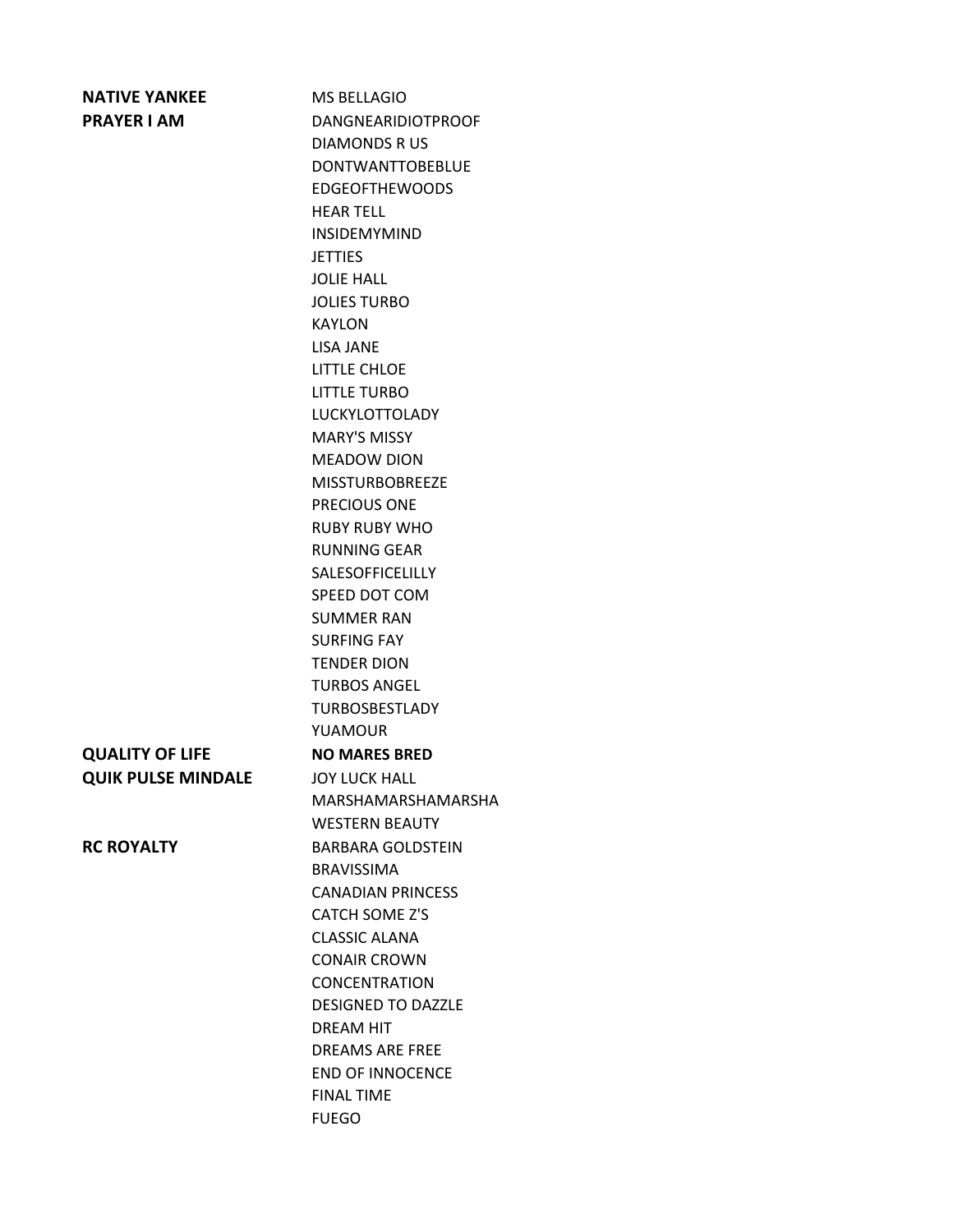| | |
|---|---|
| **NATIVE YANKEE** | MS BELLAGIO |
| **PRAYER I AM** | DANGNEARIDIOTPROOF |
| | DIAMONDS R US |
| | DONTWANTTOBEBLUE |
| | EDGEOFTHEWOODS |
| | HEAR TELL |
| | INSIDEMYMIND |
| | JETTIES |
| | JOLIE HALL |
| | JOLIES TURBO |
| | KAYLON |
| | LISA JANE |
| | LITTLE CHLOE |
| | LITTLE TURBO |
| | LUCKYLOTTOLADY |
| | MARY'S MISSY |
| | MEADOW DION |
| | MISSTURBOBREEZE |
| | PRECIOUS ONE |
| | RUBY RUBY WHO |
| | RUNNING GEAR |
| | SALESOFFICELILLY |
| | SPEED DOT COM |
| | SUMMER RAN |
| | SURFING FAY |
| | TENDER DION |
| | TURBOS ANGEL |
| | TURBOSBESTLADY |
| | YUAMOUR |
| **QUALITY OF LIFE** | **NO MARES BRED** |
| **QUIK PULSE MINDALE** | JOY LUCK HALL |
| | MARSHAMARSHAMARSHA |
| | WESTERN BEAUTY |
| **RC ROYALTY** | BARBARA GOLDSTEIN |
| | BRAVISSIMA |
| | CANADIAN PRINCESS |
| | CATCH SOME Z'S |
| | CLASSIC ALANA |
| | CONAIR CROWN |
| | CONCENTRATION |
| | DESIGNED TO DAZZLE |
| | DREAM HIT |
| | DREAMS ARE FREE |
| | END OF INNOCENCE |
| | FINAL TIME |
| | FUEGO |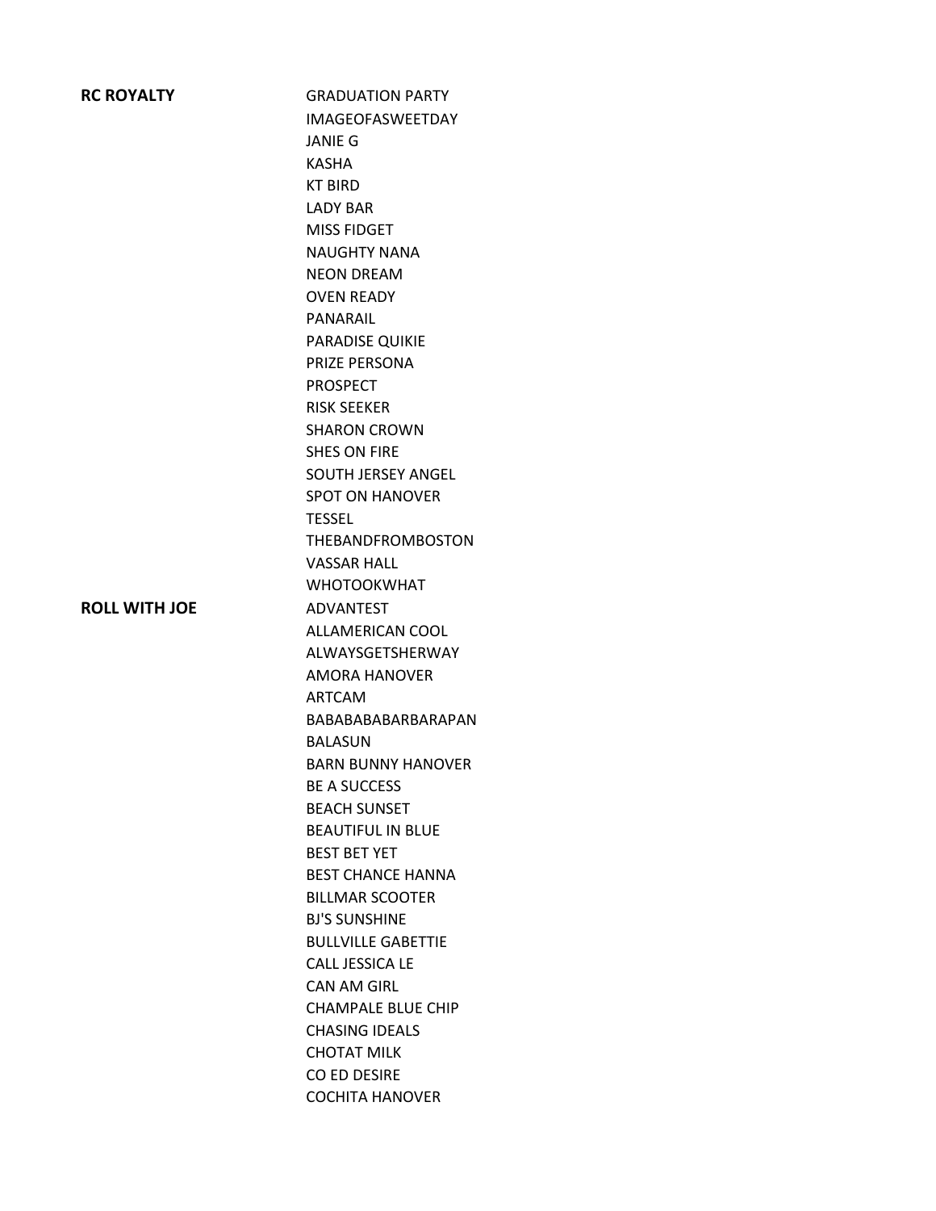| | |
|---|---|
| **RC ROYALTY** | GRADUATION PARTY |
| | IMAGEOFASWEETDAY |
| | JANIE G |
| | KASHA |
| | KT BIRD |
| | LADY BAR |
| | MISS FIDGET |
| | NAUGHTY NANA |
| | NEON DREAM |
| | OVEN READY |
| | PANARAIL |
| | PARADISE QUIKIE |
| | PRIZE PERSONA |
| | PROSPECT |
| | RISK SEEKER |
| | SHARON CROWN |
| | SHES ON FIRE |
| | SOUTH JERSEY ANGEL |
| | SPOT ON HANOVER |
| | TESSEL |
| | THEBANDFROMBOSTON |
| | VASSAR HALL |
| | WHOTOOKWHAT |
| **ROLL WITH JOE** | ADVANTEST |
| | ALLAMERICAN COOL |
| | ALWAYSGETSHERWAY |
| | AMORA HANOVER |
| | ARTCAM |
| | BABABABABARBARAPAN |
| | BALASUN |
| | BARN BUNNY HANOVER |
| | BE A SUCCESS |
| | BEACH SUNSET |
| | BEAUTIFUL IN BLUE |
| | BEST BET YET |
| | BEST CHANCE HANNA |
| | BILLMAR SCOOTER |
| | BJ'S SUNSHINE |
| | BULLVILLE GABETTIE |
| | CALL JESSICA LE |
| | CAN AM GIRL |
| | CHAMPALE BLUE CHIP |
| | CHASING IDEALS |
| | CHOTAT MILK |
| | CO ED DESIRE |
| | COCHITA HANOVER |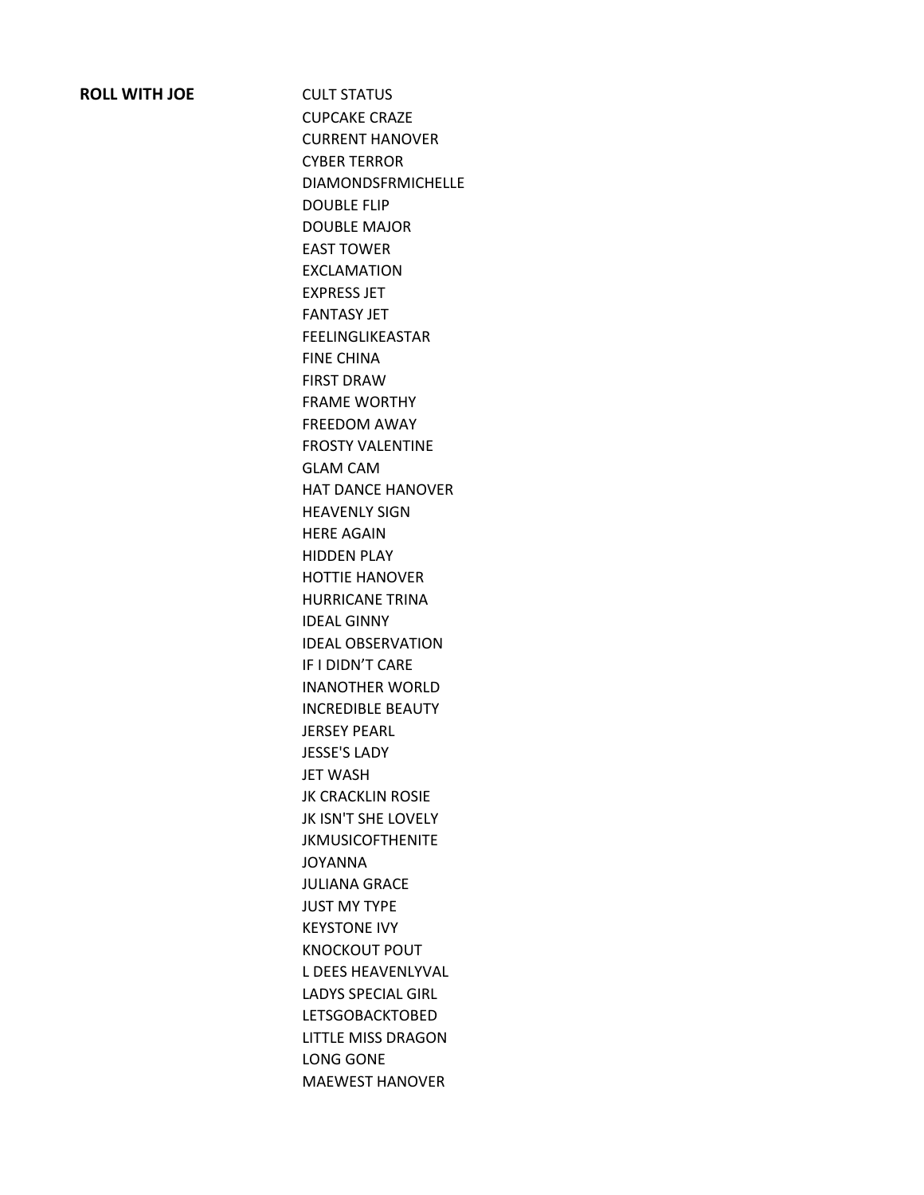**ROLL WITH JOE**

CULT STATUS
CUPCAKE CRAZE
CURRENT HANOVER
CYBER TERROR
DIAMONDSFRMICHELLE
DOUBLE FLIP
DOUBLE MAJOR
EAST TOWER
EXCLAMATION
EXPRESS JET
FANTASY JET
FEELINGLIKEASTAR
FINE CHINA
FIRST DRAW
FRAME WORTHY
FREEDOM AWAY
FROSTY VALENTINE
GLAM CAM
HAT DANCE HANOVER
HEAVENLY SIGN
HERE AGAIN
HIDDEN PLAY
HOTTIE HANOVER
HURRICANE TRINA
IDEAL GINNY
IDEAL OBSERVATION
IF I DIDN'T CARE
INANOTHER WORLD
INCREDIBLE BEAUTY
JERSEY PEARL
JESSE'S LADY
JET WASH
JK CRACKLIN ROSIE
JK ISN'T SHE LOVELY
JKMUSICOFTHENITE
JOYANNA
JULIANA GRACE
JUST MY TYPE
KEYSTONE IVY
KNOCKOUT POUT
L DEES HEAVENLYVAL
LADYS SPECIAL GIRL
LETSGOBACKTOBED
LITTLE MISS DRAGON
LONG GONE
MAEWEST HANOVER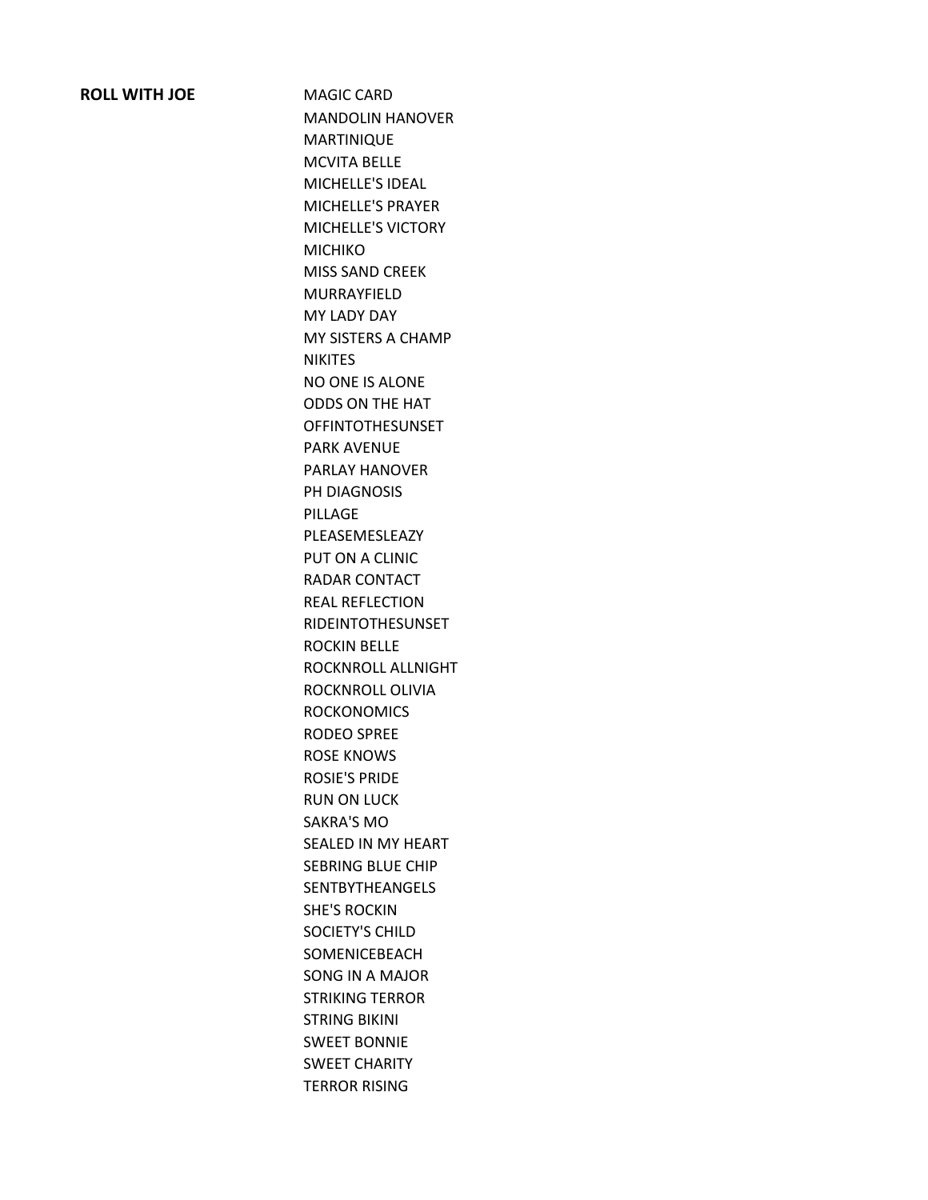**ROLL WITH JOE**

MAGIC CARD
MANDOLIN HANOVER
MARTINIQUE
MCVITA BELLE
MICHELLE'S IDEAL
MICHELLE'S PRAYER
MICHELLE'S VICTORY
MICHIKO
MISS SAND CREEK
MURRAYFIELD
MY LADY DAY
MY SISTERS A CHAMP
NIKITES
NO ONE IS ALONE
ODDS ON THE HAT
OFFINTOTHESUNSET
PARK AVENUE
PARLAY HANOVER
PH DIAGNOSIS
PILLAGE
PLEASEMESLEAZY
PUT ON A CLINIC
RADAR CONTACT
REAL REFLECTION
RIDEINTOTHESUNSET
ROCKIN BELLE
ROCKNROLL ALLNIGHT
ROCKNROLL OLIVIA
ROCKONOMICS
RODEO SPREE
ROSE KNOWS
ROSIE'S PRIDE
RUN ON LUCK
SAKRA'S MO
SEALED IN MY HEART
SEBRING BLUE CHIP
SENTBYTHEANGELS
SHE'S ROCKIN
SOCIETY'S CHILD
SOMENICEBEACH
SONG IN A MAJOR
STRIKING TERROR
STRING BIKINI
SWEET BONNIE
SWEET CHARITY
TERROR RISING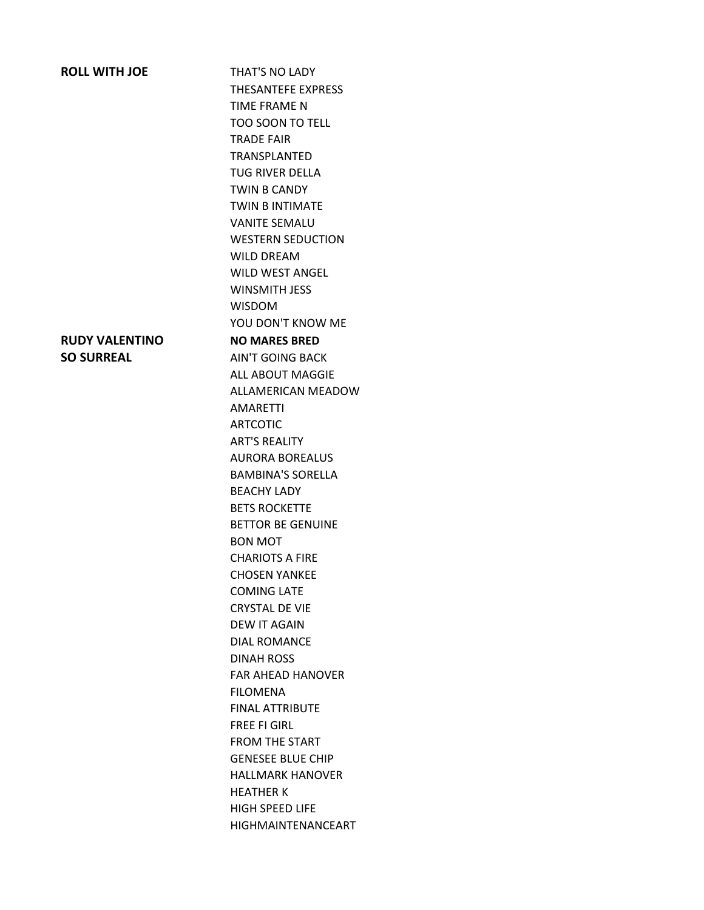| | |
|---|---|
| **ROLL WITH JOE** | THAT'S NO LADY |
| | THESANTEFE EXPRESS |
| | TIME FRAME N |
| | TOO SOON TO TELL |
| | TRADE FAIR |
| | TRANSPLANTED |
| | TUG RIVER DELLA |
| | TWIN B CANDY |
| | TWIN B INTIMATE |
| | VANITE SEMALU |
| | WESTERN SEDUCTION |
| | WILD DREAM |
| | WILD WEST ANGEL |
| | WINSMITH JESS |
| | WISDOM |
| | YOU DON'T KNOW ME |
| **RUDY VALENTINO** | **NO MARES BRED** |
| **SO SURREAL** | AIN'T GOING BACK |
| | ALL ABOUT MAGGIE |
| | ALLAMERICAN MEADOW |
| | AMARETTI |
| | ARTCOTIC |
| | ART'S REALITY |
| | AURORA BOREALUS |
| | BAMBINA'S SORELLA |
| | BEACHY LADY |
| | BETS ROCKETTE |
| | BETTOR BE GENUINE |
| | BON MOT |
| | CHARIOTS A FIRE |
| | CHOSEN YANKEE |
| | COMING LATE |
| | CRYSTAL DE VIE |
| | DEW IT AGAIN |
| | DIAL ROMANCE |
| | DINAH ROSS |
| | FAR AHEAD HANOVER |
| | FILOMENA |
| | FINAL ATTRIBUTE |
| | FREE FI GIRL |
| | FROM THE START |
| | GENESEE BLUE CHIP |
| | HALLMARK HANOVER |
| | HEATHER K |
| | HIGH SPEED LIFE |
| | HIGHMAINTENANCEART |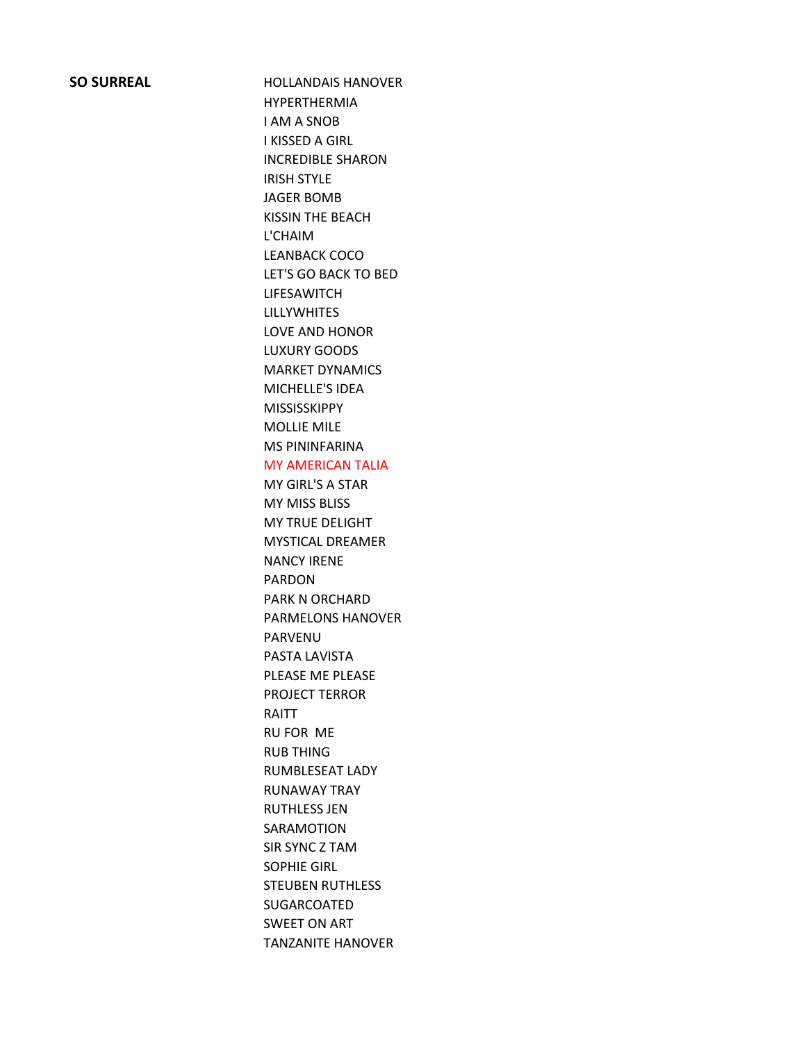**SO SURREAL**

HOLLANDAIS HANOVER
HYPERTHERMIA
I AM A SNOB
I KISSED A GIRL
INCREDIBLE SHARON
IRISH STYLE
JAGER BOMB
KISSIN THE BEACH
L'CHAIM
LEANBACK COCO
LET'S GO BACK TO BED
LIFESAWITCH
LILLYWHITES
LOVE AND HONOR
LUXURY GOODS
MARKET DYNAMICS
MICHELLE'S IDEA
MISSISSKIPPY
MOLLIE MILE
MS PININFARINA
MY AMERICAN TALIA
MY GIRL'S A STAR
MY MISS BLISS
MY TRUE DELIGHT
MYSTICAL DREAMER
NANCY IRENE
PARDON
PARK N ORCHARD
PARMELONS HANOVER
PARVENU
PASTA LAVISTA
PLEASE ME PLEASE
PROJECT TERROR
RAITT
RU FOR ME
RUB THING
RUMBLESEAT LADY
RUNAWAY TRAY
RUTHLESS JEN
SARAMOTION
SIR SYNC Z TAM
SOPHIE GIRL
STEUBEN RUTHLESS
SUGARCOATED
SWEET ON ART
TANZANITE HANOVER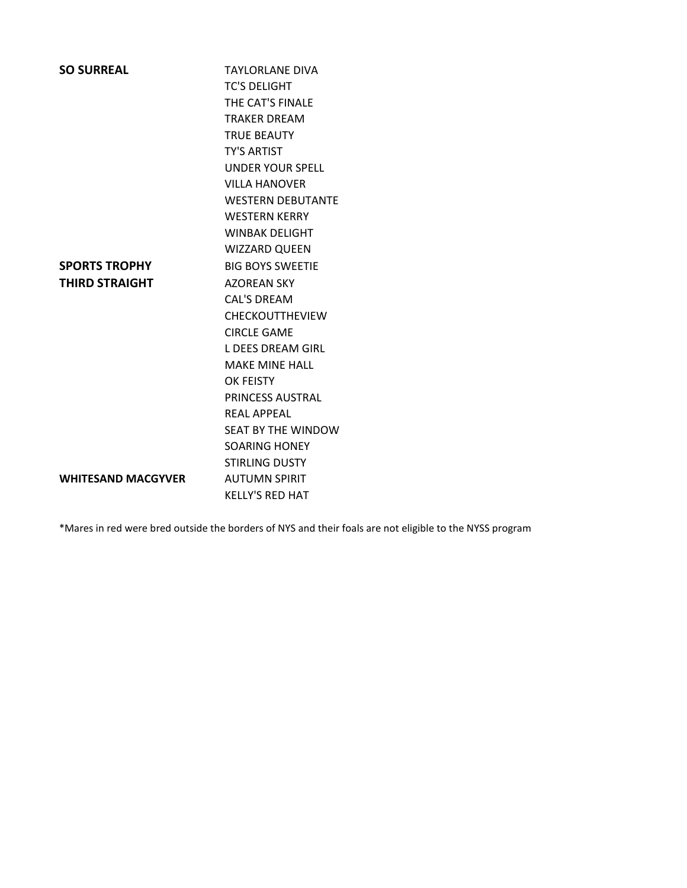| | |
|---|---|
| **SO SURREAL** | TAYLORLANE DIVA |
| | TC'S DELIGHT |
| | THE CAT'S FINALE |
| | TRAKER DREAM |
| | TRUE BEAUTY |
| | TY'S ARTIST |
| | UNDER YOUR SPELL |
| | VILLA HANOVER |
| | WESTERN DEBUTANTE |
| | WESTERN KERRY |
| | WINBAK DELIGHT |
| | WIZZARD QUEEN |
| **SPORTS TROPHY** | BIG BOYS SWEETIE |
| **THIRD STRAIGHT** | AZOREAN SKY |
| | CAL'S DREAM |
| | CHECKOUTTHEVIEW |
| | CIRCLE GAME |
| | L DEES DREAM GIRL |
| | MAKE MINE HALL |
| | OK FEISTY |
| | PRINCESS AUSTRAL |
| | REAL APPEAL |
| | SEAT BY THE WINDOW |
| | SOARING HONEY |
| | STIRLING DUSTY |
| **WHITESAND MACGYVER** | AUTUMN SPIRIT |
| | KELLY'S RED HAT |

*Mares in red were bred outside the borders of NYS and their foals are not eligible to the NYSS program